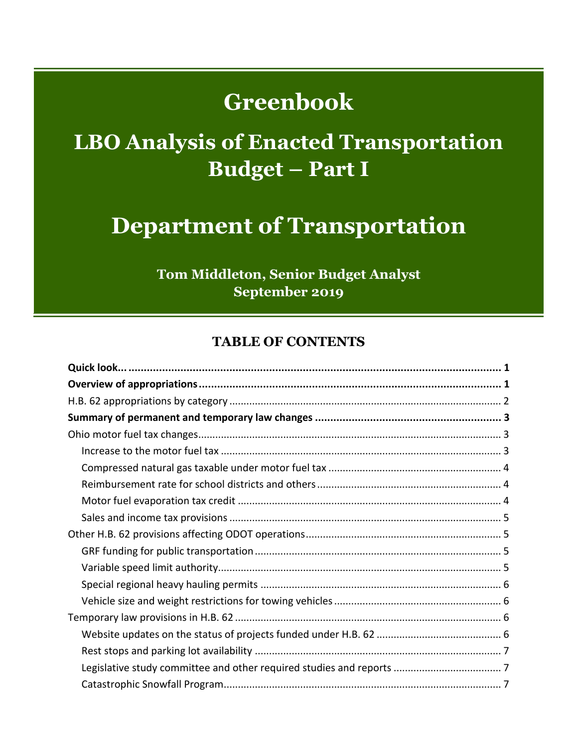# Greenbook

## LBO Analysis of Enacted Transportation Budget – Part I

# Department of Transportation

**Tom Middleton, Senior Budget Analyst**
**September 2019**

## TABLE OF CONTENTS

**Quick look...** 1

**Overview of appropriations** 1

H.B. 62 appropriations by category 2

**Summary of permanent and temporary law changes** 3

Ohio motor fuel tax changes 3

- Increase to the motor fuel tax 3
- Compressed natural gas taxable under motor fuel tax 4
- Reimbursement rate for school districts and others 4
- Motor fuel evaporation tax credit 4
- Sales and income tax provisions 5

Other H.B. 62 provisions affecting ODOT operations 5

- GRF funding for public transportation 5
- Variable speed limit authority 5
- Special regional heavy hauling permits 6
- Vehicle size and weight restrictions for towing vehicles 6

Temporary law provisions in H.B. 62 6

- Website updates on the status of projects funded under H.B. 62 6
- Rest stops and parking lot availability 7
- Legislative study committee and other required studies and reports 7
- Catastrophic Snowfall Program 7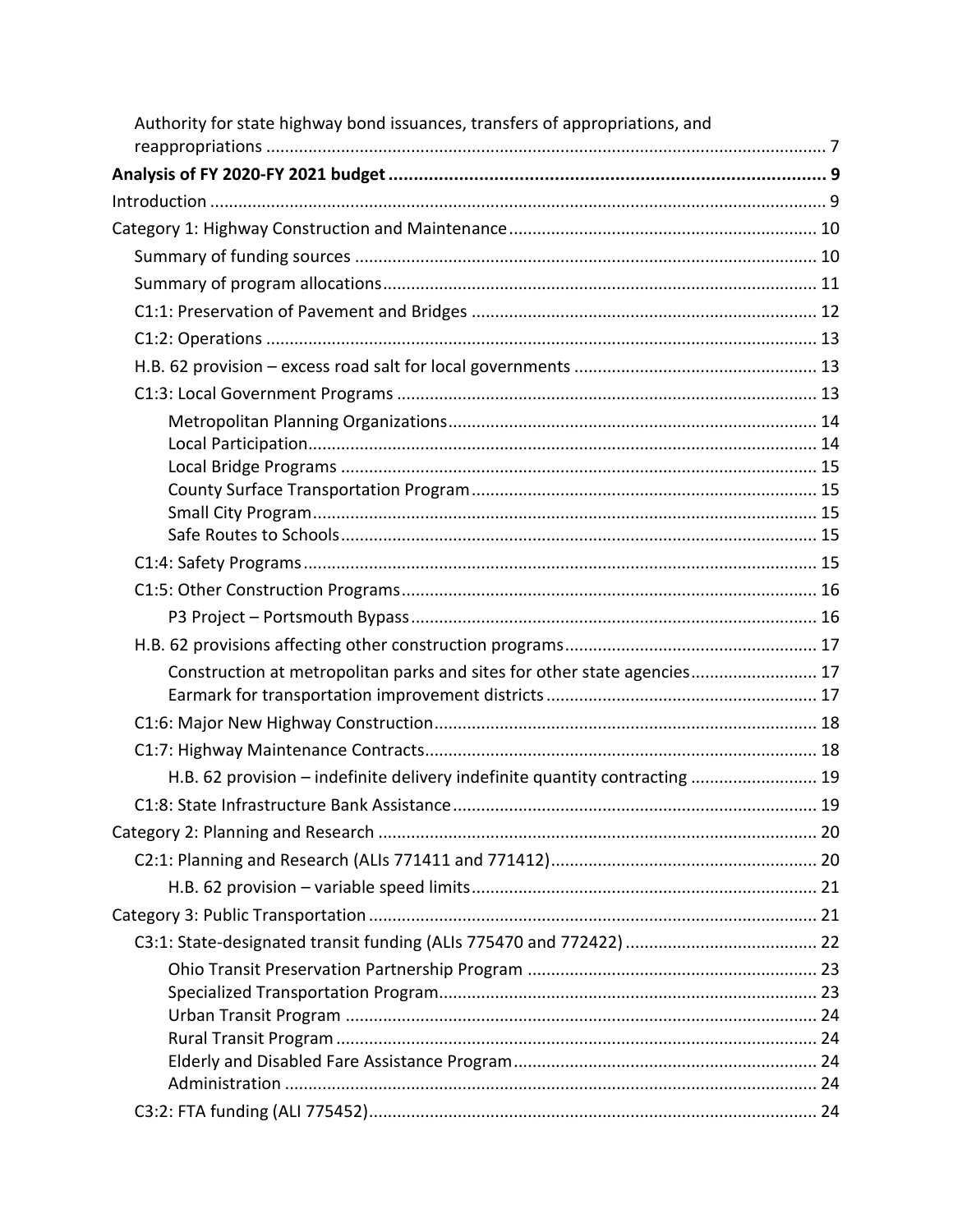Authority for state highway bond issuances, transfers of appropriations, and reappropriations ..................... 7

**Analysis of FY 2020-FY 2021 budget** ..................... 9

Introduction ..................... 9

Category 1: Highway Construction and Maintenance ..................... 10

- Summary of funding sources ..................... 10
- Summary of program allocations ..................... 11
- C1:1: Preservation of Pavement and Bridges ..................... 12
- C1:2: Operations ..................... 13
- H.B. 62 provision – excess road salt for local governments ..................... 13
- C1:3: Local Government Programs ..................... 13
  - Metropolitan Planning Organizations ..................... 14
  - Local Participation ..................... 14
  - Local Bridge Programs ..................... 15
  - County Surface Transportation Program ..................... 15
  - Small City Program ..................... 15
  - Safe Routes to Schools ..................... 15
- C1:4: Safety Programs ..................... 15
- C1:5: Other Construction Programs ..................... 16
  - P3 Project – Portsmouth Bypass ..................... 16
- H.B. 62 provisions affecting other construction programs ..................... 17
  - Construction at metropolitan parks and sites for other state agencies ..................... 17
  - Earmark for transportation improvement districts ..................... 17
- C1:6: Major New Highway Construction ..................... 18
- C1:7: Highway Maintenance Contracts ..................... 18
  - H.B. 62 provision – indefinite delivery indefinite quantity contracting ..................... 19
- C1:8: State Infrastructure Bank Assistance ..................... 19

Category 2: Planning and Research ..................... 20

- C2:1: Planning and Research (ALIs 771411 and 771412) ..................... 20
  - H.B. 62 provision – variable speed limits ..................... 21

Category 3: Public Transportation ..................... 21

- C3:1: State-designated transit funding (ALIs 775470 and 772422) ..................... 22
  - Ohio Transit Preservation Partnership Program ..................... 23
  - Specialized Transportation Program ..................... 23
  - Urban Transit Program ..................... 24
  - Rural Transit Program ..................... 24
  - Elderly and Disabled Fare Assistance Program ..................... 24
  - Administration ..................... 24
- C3:2: FTA funding (ALI 775452) ..................... 24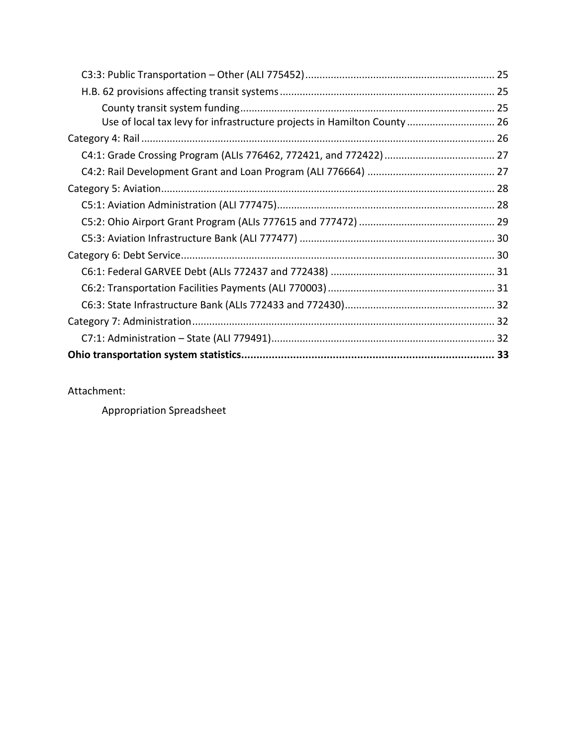C3:3: Public Transportation – Other (ALI 775452) .................................................................. 25

H.B. 62 provisions affecting transit systems ........................................................................... 25

County transit system funding ......................................................................................... 25

Use of local tax levy for infrastructure projects in Hamilton County .............................. 26

Category 4: Rail ............................................................................................................................ 26

C4:1: Grade Crossing Program (ALIs 776462, 772421, and 772422) ....................................... 27

C4:2: Rail Development Grant and Loan Program (ALI 776664) ............................................. 27

Category 5: Aviation..................................................................................................................... 28

C5:1: Aviation Administration (ALI 777475)............................................................................ 28

C5:2: Ohio Airport Grant Program (ALIs 777615 and 777472) ................................................ 29

C5:3: Aviation Infrastructure Bank (ALI 777477) ..................................................................... 30

Category 6: Debt Service.............................................................................................................. 30

C6:1: Federal GARVEE Debt (ALIs 772437 and 772438) .......................................................... 31

C6:2: Transportation Facilities Payments (ALI 770003) ........................................................... 31

C6:3: State Infrastructure Bank (ALIs 772433 and 772430).................................................... 32

Category 7: Administration .......................................................................................................... 32

C7:1: Administration – State (ALI 779491).............................................................................. 32

**Ohio transportation system statistics................................................................................... 33**

Attachment:

Appropriation Spreadsheet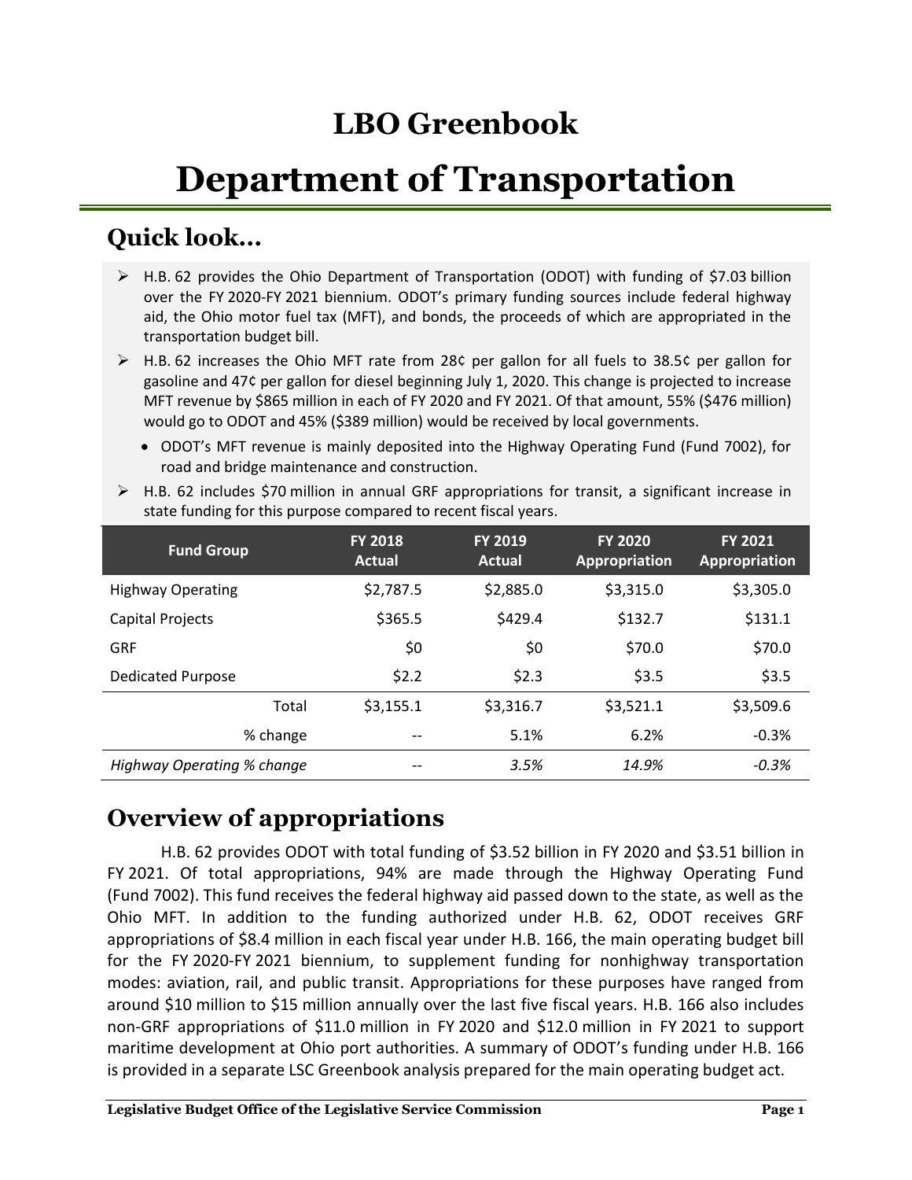# LBO Greenbook

# Department of Transportation

## Quick look...

- H.B. 62 provides the Ohio Department of Transportation (ODOT) with funding of $7.03 billion over the FY 2020-FY 2021 biennium. ODOT's primary funding sources include federal highway aid, the Ohio motor fuel tax (MFT), and bonds, the proceeds of which are appropriated in the transportation budget bill.
- H.B. 62 increases the Ohio MFT rate from 28¢ per gallon for all fuels to 38.5¢ per gallon for gasoline and 47¢ per gallon for diesel beginning July 1, 2020. This change is projected to increase MFT revenue by $865 million in each of FY 2020 and FY 2021. Of that amount, 55% ($476 million) would go to ODOT and 45% ($389 million) would be received by local governments.
  - ODOT's MFT revenue is mainly deposited into the Highway Operating Fund (Fund 7002), for road and bridge maintenance and construction.
- H.B. 62 includes $70 million in annual GRF appropriations for transit, a significant increase in state funding for this purpose compared to recent fiscal years.

| Fund Group | FY 2018 Actual | FY 2019 Actual | FY 2020 Appropriation | FY 2021 Appropriation |
|---|---|---|---|---|
| Highway Operating | $2,787.5 | $2,885.0 | $3,315.0 | $3,305.0 |
| Capital Projects | $365.5 | $429.4 | $132.7 | $131.1 |
| GRF | $0 | $0 | $70.0 | $70.0 |
| Dedicated Purpose | $2.2 | $2.3 | $3.5 | $3.5 |
| Total | $3,155.1 | $3,316.7 | $3,521.1 | $3,509.6 |
| % change | -- | 5.1% | 6.2% | -0.3% |
| *Highway Operating % change* | -- | *3.5%* | *14.9%* | *-0.3%* |

## Overview of appropriations

H.B. 62 provides ODOT with total funding of $3.52 billion in FY 2020 and $3.51 billion in FY 2021. Of total appropriations, 94% are made through the Highway Operating Fund (Fund 7002). This fund receives the federal highway aid passed down to the state, as well as the Ohio MFT. In addition to the funding authorized under H.B. 62, ODOT receives GRF appropriations of $8.4 million in each fiscal year under H.B. 166, the main operating budget bill for the FY 2020-FY 2021 biennium, to supplement funding for nonhighway transportation modes: aviation, rail, and public transit. Appropriations for these purposes have ranged from around $10 million to $15 million annually over the last five fiscal years. H.B. 166 also includes non-GRF appropriations of $11.0 million in FY 2020 and $12.0 million in FY 2021 to support maritime development at Ohio port authorities. A summary of ODOT's funding under H.B. 166 is provided in a separate LSC Greenbook analysis prepared for the main operating budget act.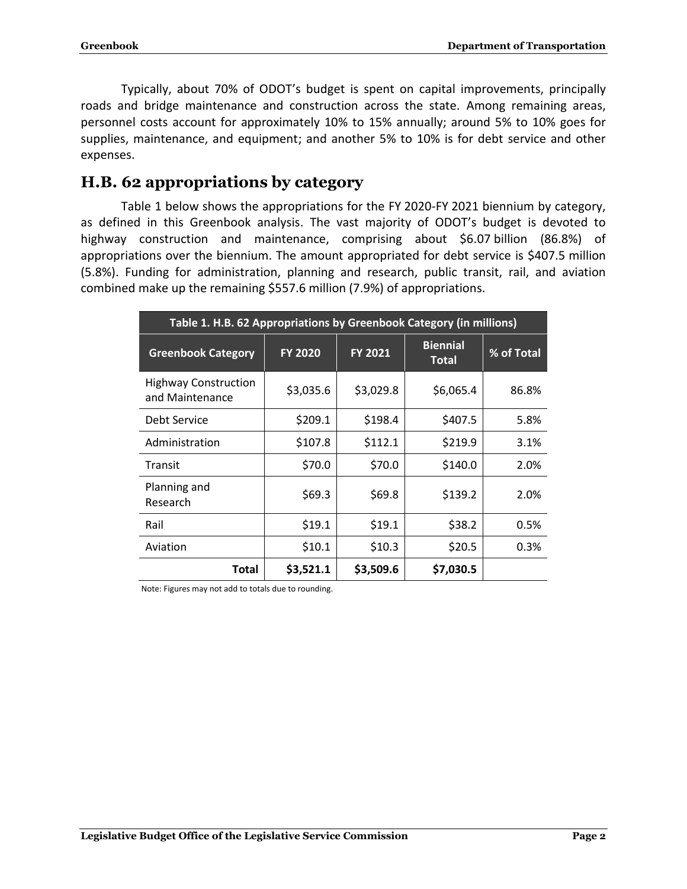Typically, about 70% of ODOT's budget is spent on capital improvements, principally roads and bridge maintenance and construction across the state. Among remaining areas, personnel costs account for approximately 10% to 15% annually; around 5% to 10% goes for supplies, maintenance, and equipment; and another 5% to 10% is for debt service and other expenses.

## H.B. 62 appropriations by category

Table 1 below shows the appropriations for the FY 2020-FY 2021 biennium by category, as defined in this Greenbook analysis. The vast majority of ODOT's budget is devoted to highway construction and maintenance, comprising about $6.07 billion (86.8%) of appropriations over the biennium. The amount appropriated for debt service is $407.5 million (5.8%). Funding for administration, planning and research, public transit, rail, and aviation combined make up the remaining $557.6 million (7.9%) of appropriations.

**Table 1. H.B. 62 Appropriations by Greenbook Category (in millions)**

| Greenbook Category | FY 2020 | FY 2021 | Biennial Total | % of Total |
|---|---|---|---|---|
| Highway Construction and Maintenance | $3,035.6 | $3,029.8 | $6,065.4 | 86.8% |
| Debt Service | $209.1 | $198.4 | $407.5 | 5.8% |
| Administration | $107.8 | $112.1 | $219.9 | 3.1% |
| Transit | $70.0 | $70.0 | $140.0 | 2.0% |
| Planning and Research | $69.3 | $69.8 | $139.2 | 2.0% |
| Rail | $19.1 | $19.1 | $38.2 | 0.5% |
| Aviation | $10.1 | $10.3 | $20.5 | 0.3% |
| **Total** | **$3,521.1** | **$3,509.6** | **$7,030.5** | |

Note: Figures may not add to totals due to rounding.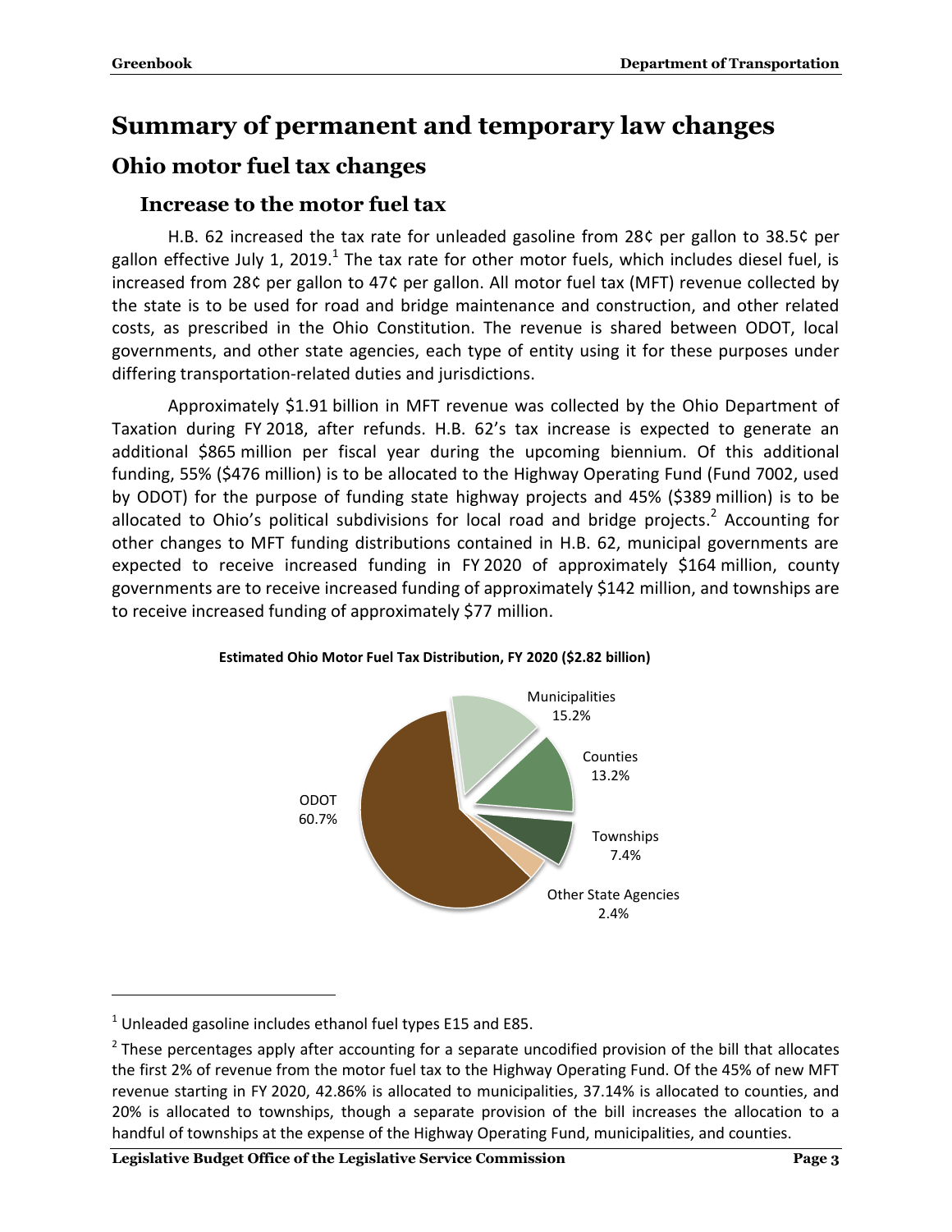# Summary of permanent and temporary law changes

## Ohio motor fuel tax changes

### Increase to the motor fuel tax

H.B. 62 increased the tax rate for unleaded gasoline from 28¢ per gallon to 38.5¢ per gallon effective July 1, 2019.[1] The tax rate for other motor fuels, which includes diesel fuel, is increased from 28¢ per gallon to 47¢ per gallon. All motor fuel tax (MFT) revenue collected by the state is to be used for road and bridge maintenance and construction, and other related costs, as prescribed in the Ohio Constitution. The revenue is shared between ODOT, local governments, and other state agencies, each type of entity using it for these purposes under differing transportation-related duties and jurisdictions.

Approximately $1.91 billion in MFT revenue was collected by the Ohio Department of Taxation during FY 2018, after refunds. H.B. 62's tax increase is expected to generate an additional $865 million per fiscal year during the upcoming biennium. Of this additional funding, 55% ($476 million) is to be allocated to the Highway Operating Fund (Fund 7002, used by ODOT) for the purpose of funding state highway projects and 45% ($389 million) is to be allocated to Ohio's political subdivisions for local road and bridge projects.[2] Accounting for other changes to MFT funding distributions contained in H.B. 62, municipal governments are expected to receive increased funding in FY 2020 of approximately $164 million, county governments are to receive increased funding of approximately $142 million, and townships are to receive increased funding of approximately $77 million.

**Estimated Ohio Motor Fuel Tax Distribution, FY 2020 ($2.82 billion)**

| Recipient | Share |
|---|---|
| ODOT | 60.7% |
| Municipalities | 15.2% |
| Counties | 13.2% |
| Townships | 7.4% |
| Other State Agencies | 2.4% |

---

[1] Unleaded gasoline includes ethanol fuel types E15 and E85.

[2] These percentages apply after accounting for a separate uncodified provision of the bill that allocates the first 2% of revenue from the motor fuel tax to the Highway Operating Fund. Of the 45% of new MFT revenue starting in FY 2020, 42.86% is allocated to municipalities, 37.14% is allocated to counties, and 20% is allocated to townships, though a separate provision of the bill increases the allocation to a handful of townships at the expense of the Highway Operating Fund, municipalities, and counties.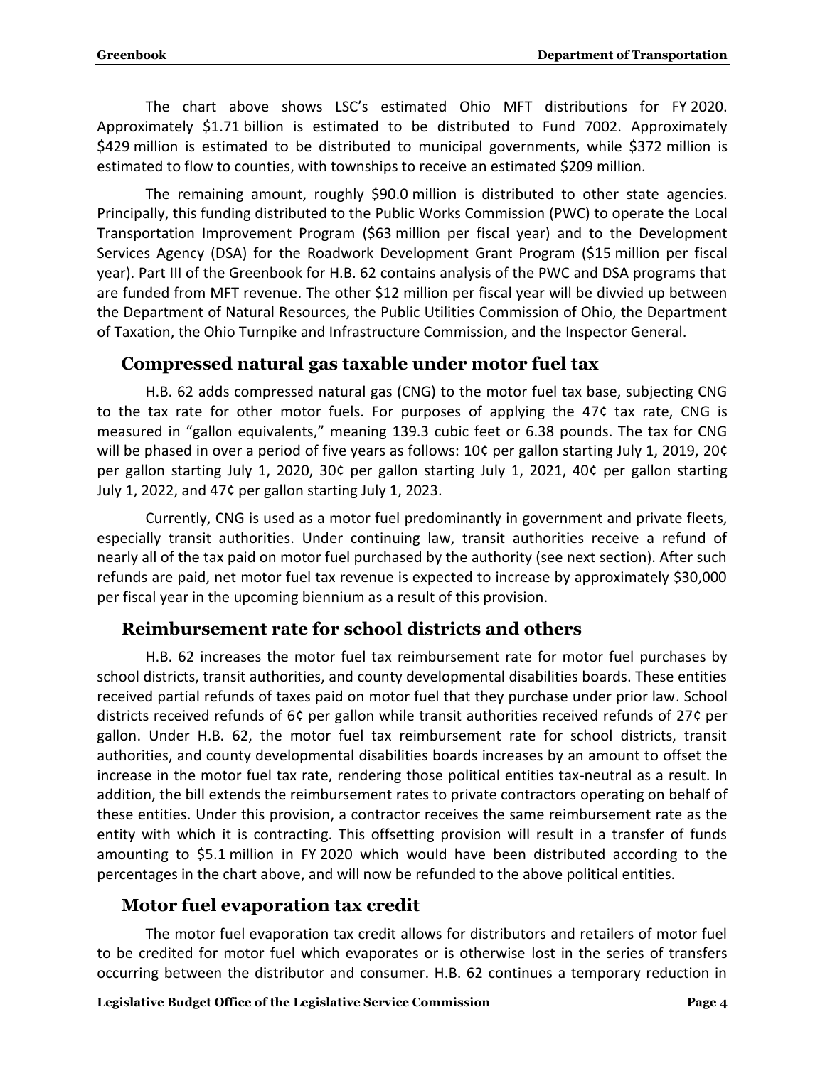The chart above shows LSC's estimated Ohio MFT distributions for FY 2020. Approximately $1.71 billion is estimated to be distributed to Fund 7002. Approximately $429 million is estimated to be distributed to municipal governments, while $372 million is estimated to flow to counties, with townships to receive an estimated $209 million.

The remaining amount, roughly $90.0 million is distributed to other state agencies. Principally, this funding distributed to the Public Works Commission (PWC) to operate the Local Transportation Improvement Program ($63 million per fiscal year) and to the Development Services Agency (DSA) for the Roadwork Development Grant Program ($15 million per fiscal year). Part III of the Greenbook for H.B. 62 contains analysis of the PWC and DSA programs that are funded from MFT revenue. The other $12 million per fiscal year will be divvied up between the Department of Natural Resources, the Public Utilities Commission of Ohio, the Department of Taxation, the Ohio Turnpike and Infrastructure Commission, and the Inspector General.

## Compressed natural gas taxable under motor fuel tax

H.B. 62 adds compressed natural gas (CNG) to the motor fuel tax base, subjecting CNG to the tax rate for other motor fuels. For purposes of applying the 47¢ tax rate, CNG is measured in "gallon equivalents," meaning 139.3 cubic feet or 6.38 pounds. The tax for CNG will be phased in over a period of five years as follows: 10¢ per gallon starting July 1, 2019, 20¢ per gallon starting July 1, 2020, 30¢ per gallon starting July 1, 2021, 40¢ per gallon starting July 1, 2022, and 47¢ per gallon starting July 1, 2023.

Currently, CNG is used as a motor fuel predominantly in government and private fleets, especially transit authorities. Under continuing law, transit authorities receive a refund of nearly all of the tax paid on motor fuel purchased by the authority (see next section). After such refunds are paid, net motor fuel tax revenue is expected to increase by approximately $30,000 per fiscal year in the upcoming biennium as a result of this provision.

## Reimbursement rate for school districts and others

H.B. 62 increases the motor fuel tax reimbursement rate for motor fuel purchases by school districts, transit authorities, and county developmental disabilities boards. These entities received partial refunds of taxes paid on motor fuel that they purchase under prior law. School districts received refunds of 6¢ per gallon while transit authorities received refunds of 27¢ per gallon. Under H.B. 62, the motor fuel tax reimbursement rate for school districts, transit authorities, and county developmental disabilities boards increases by an amount to offset the increase in the motor fuel tax rate, rendering those political entities tax-neutral as a result. In addition, the bill extends the reimbursement rates to private contractors operating on behalf of these entities. Under this provision, a contractor receives the same reimbursement rate as the entity with which it is contracting. This offsetting provision will result in a transfer of funds amounting to $5.1 million in FY 2020 which would have been distributed according to the percentages in the chart above, and will now be refunded to the above political entities.

## Motor fuel evaporation tax credit

The motor fuel evaporation tax credit allows for distributors and retailers of motor fuel to be credited for motor fuel which evaporates or is otherwise lost in the series of transfers occurring between the distributor and consumer. H.B. 62 continues a temporary reduction in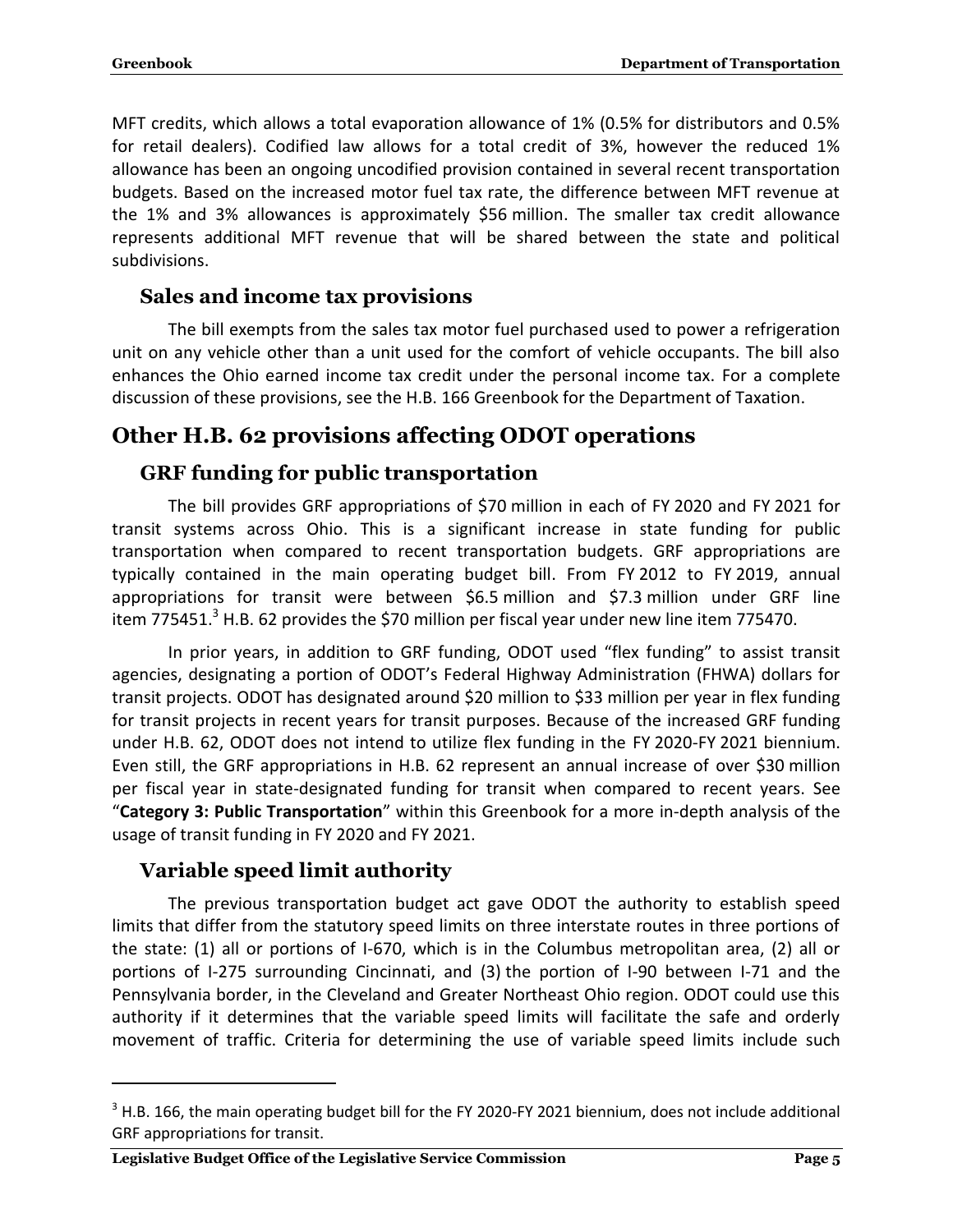MFT credits, which allows a total evaporation allowance of 1% (0.5% for distributors and 0.5% for retail dealers). Codified law allows for a total credit of 3%, however the reduced 1% allowance has been an ongoing uncodified provision contained in several recent transportation budgets. Based on the increased motor fuel tax rate, the difference between MFT revenue at the 1% and 3% allowances is approximately $56 million. The smaller tax credit allowance represents additional MFT revenue that will be shared between the state and political subdivisions.

### Sales and income tax provisions

The bill exempts from the sales tax motor fuel purchased used to power a refrigeration unit on any vehicle other than a unit used for the comfort of vehicle occupants. The bill also enhances the Ohio earned income tax credit under the personal income tax. For a complete discussion of these provisions, see the H.B. 166 Greenbook for the Department of Taxation.

## Other H.B. 62 provisions affecting ODOT operations

### GRF funding for public transportation

The bill provides GRF appropriations of $70 million in each of FY 2020 and FY 2021 for transit systems across Ohio. This is a significant increase in state funding for public transportation when compared to recent transportation budgets. GRF appropriations are typically contained in the main operating budget bill. From FY 2012 to FY 2019, annual appropriations for transit were between $6.5 million and $7.3 million under GRF line item 775451.[3] H.B. 62 provides the $70 million per fiscal year under new line item 775470.

In prior years, in addition to GRF funding, ODOT used "flex funding" to assist transit agencies, designating a portion of ODOT's Federal Highway Administration (FHWA) dollars for transit projects. ODOT has designated around $20 million to $33 million per year in flex funding for transit projects in recent years for transit purposes. Because of the increased GRF funding under H.B. 62, ODOT does not intend to utilize flex funding in the FY 2020-FY 2021 biennium. Even still, the GRF appropriations in H.B. 62 represent an annual increase of over $30 million per fiscal year in state-designated funding for transit when compared to recent years. See "**Category 3: Public Transportation**" within this Greenbook for a more in-depth analysis of the usage of transit funding in FY 2020 and FY 2021.

### Variable speed limit authority

The previous transportation budget act gave ODOT the authority to establish speed limits that differ from the statutory speed limits on three interstate routes in three portions of the state: (1) all or portions of I-670, which is in the Columbus metropolitan area, (2) all or portions of I-275 surrounding Cincinnati, and (3) the portion of I-90 between I-71 and the Pennsylvania border, in the Cleveland and Greater Northeast Ohio region. ODOT could use this authority if it determines that the variable speed limits will facilitate the safe and orderly movement of traffic. Criteria for determining the use of variable speed limits include such

---

[3] H.B. 166, the main operating budget bill for the FY 2020-FY 2021 biennium, does not include additional GRF appropriations for transit.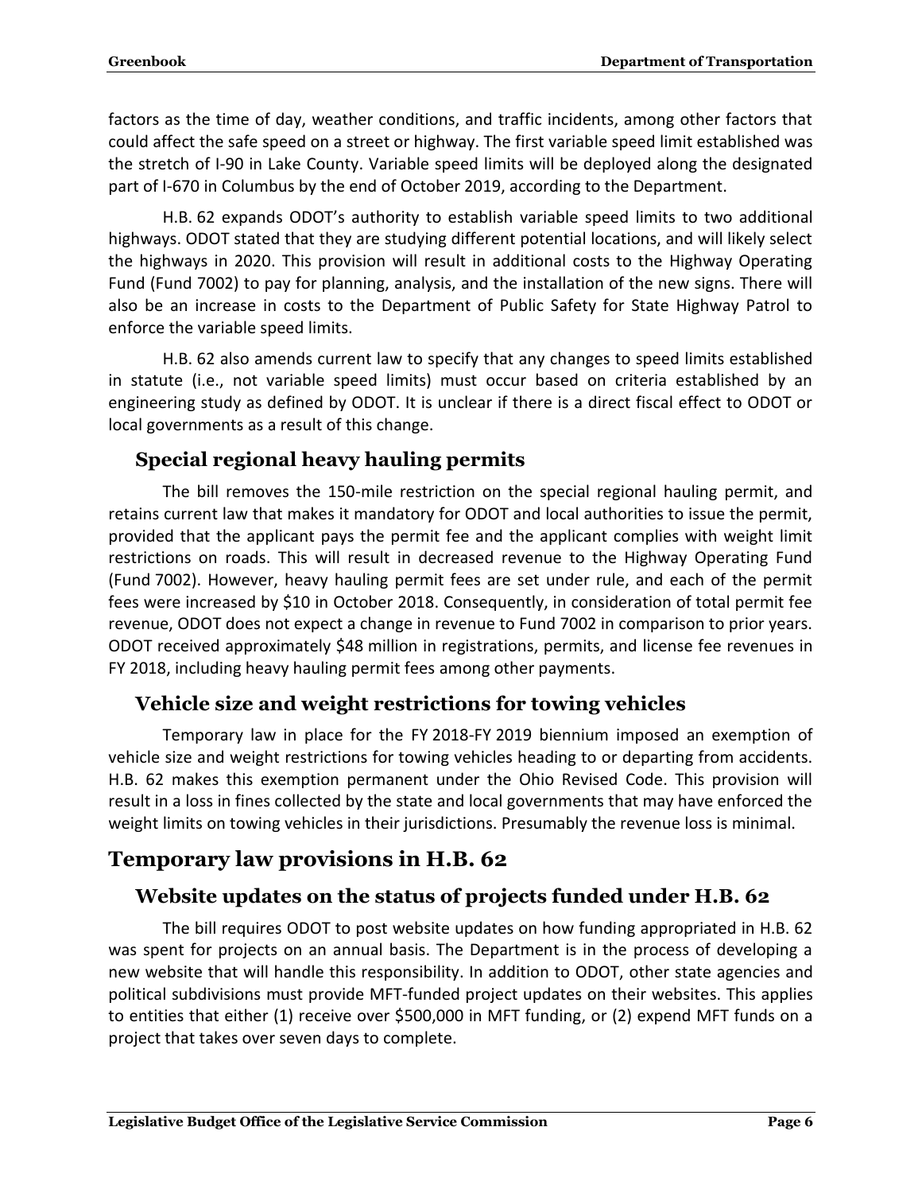factors as the time of day, weather conditions, and traffic incidents, among other factors that could affect the safe speed on a street or highway. The first variable speed limit established was the stretch of I-90 in Lake County. Variable speed limits will be deployed along the designated part of I-670 in Columbus by the end of October 2019, according to the Department.

H.B. 62 expands ODOT's authority to establish variable speed limits to two additional highways. ODOT stated that they are studying different potential locations, and will likely select the highways in 2020. This provision will result in additional costs to the Highway Operating Fund (Fund 7002) to pay for planning, analysis, and the installation of the new signs. There will also be an increase in costs to the Department of Public Safety for State Highway Patrol to enforce the variable speed limits.

H.B. 62 also amends current law to specify that any changes to speed limits established in statute (i.e., not variable speed limits) must occur based on criteria established by an engineering study as defined by ODOT. It is unclear if there is a direct fiscal effect to ODOT or local governments as a result of this change.

### Special regional heavy hauling permits

The bill removes the 150-mile restriction on the special regional hauling permit, and retains current law that makes it mandatory for ODOT and local authorities to issue the permit, provided that the applicant pays the permit fee and the applicant complies with weight limit restrictions on roads. This will result in decreased revenue to the Highway Operating Fund (Fund 7002). However, heavy hauling permit fees are set under rule, and each of the permit fees were increased by $10 in October 2018. Consequently, in consideration of total permit fee revenue, ODOT does not expect a change in revenue to Fund 7002 in comparison to prior years. ODOT received approximately $48 million in registrations, permits, and license fee revenues in FY 2018, including heavy hauling permit fees among other payments.

### Vehicle size and weight restrictions for towing vehicles

Temporary law in place for the FY 2018-FY 2019 biennium imposed an exemption of vehicle size and weight restrictions for towing vehicles heading to or departing from accidents. H.B. 62 makes this exemption permanent under the Ohio Revised Code. This provision will result in a loss in fines collected by the state and local governments that may have enforced the weight limits on towing vehicles in their jurisdictions. Presumably the revenue loss is minimal.

## Temporary law provisions in H.B. 62

### Website updates on the status of projects funded under H.B. 62

The bill requires ODOT to post website updates on how funding appropriated in H.B. 62 was spent for projects on an annual basis. The Department is in the process of developing a new website that will handle this responsibility. In addition to ODOT, other state agencies and political subdivisions must provide MFT-funded project updates on their websites. This applies to entities that either (1) receive over $500,000 in MFT funding, or (2) expend MFT funds on a project that takes over seven days to complete.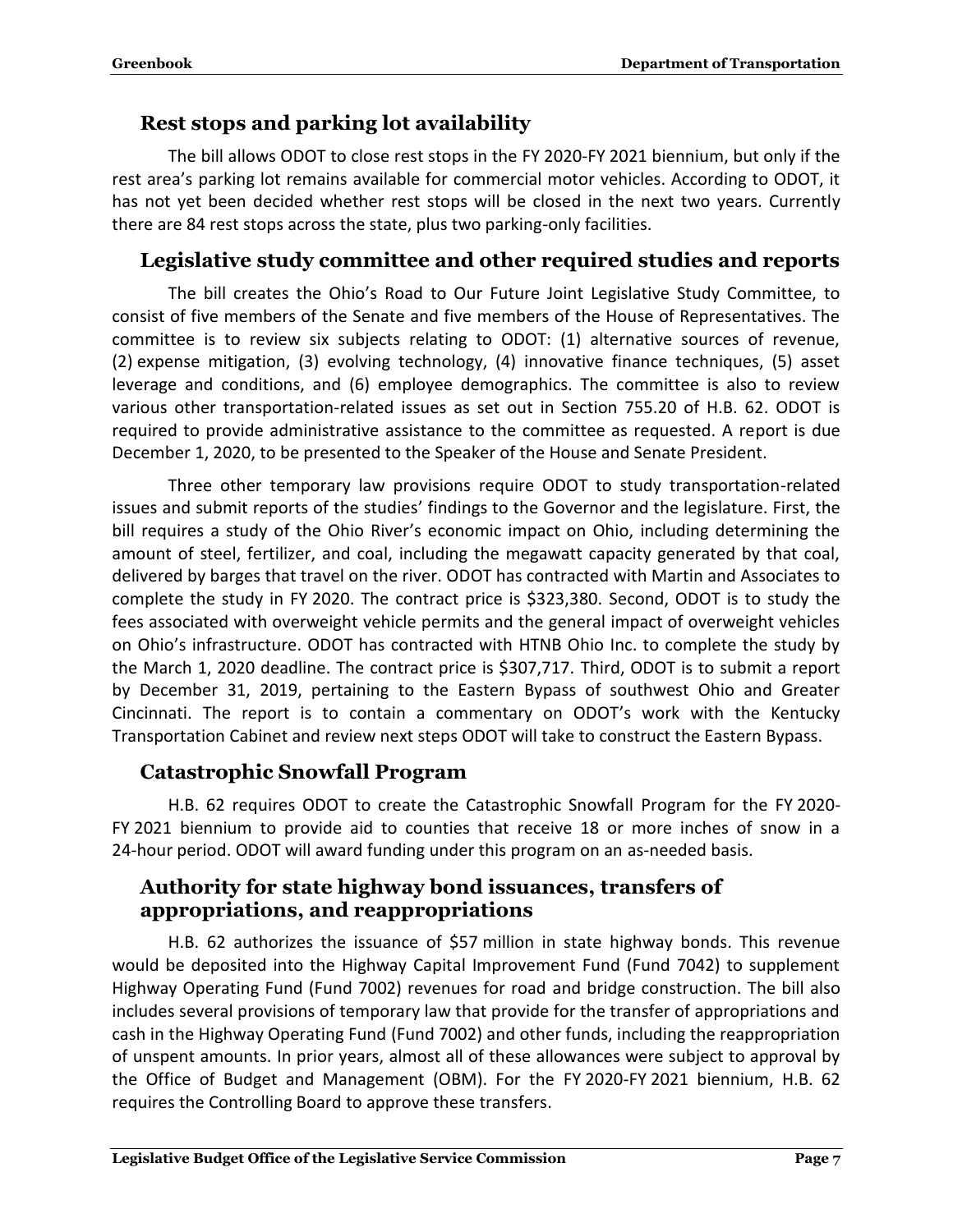## Rest stops and parking lot availability

The bill allows ODOT to close rest stops in the FY 2020-FY 2021 biennium, but only if the rest area's parking lot remains available for commercial motor vehicles. According to ODOT, it has not yet been decided whether rest stops will be closed in the next two years. Currently there are 84 rest stops across the state, plus two parking-only facilities.

## Legislative study committee and other required studies and reports

The bill creates the Ohio's Road to Our Future Joint Legislative Study Committee, to consist of five members of the Senate and five members of the House of Representatives. The committee is to review six subjects relating to ODOT: (1) alternative sources of revenue, (2) expense mitigation, (3) evolving technology, (4) innovative finance techniques, (5) asset leverage and conditions, and (6) employee demographics. The committee is also to review various other transportation-related issues as set out in Section 755.20 of H.B. 62. ODOT is required to provide administrative assistance to the committee as requested. A report is due December 1, 2020, to be presented to the Speaker of the House and Senate President.

Three other temporary law provisions require ODOT to study transportation-related issues and submit reports of the studies' findings to the Governor and the legislature. First, the bill requires a study of the Ohio River's economic impact on Ohio, including determining the amount of steel, fertilizer, and coal, including the megawatt capacity generated by that coal, delivered by barges that travel on the river. ODOT has contracted with Martin and Associates to complete the study in FY 2020. The contract price is $323,380. Second, ODOT is to study the fees associated with overweight vehicle permits and the general impact of overweight vehicles on Ohio's infrastructure. ODOT has contracted with HTNB Ohio Inc. to complete the study by the March 1, 2020 deadline. The contract price is $307,717. Third, ODOT is to submit a report by December 31, 2019, pertaining to the Eastern Bypass of southwest Ohio and Greater Cincinnati. The report is to contain a commentary on ODOT's work with the Kentucky Transportation Cabinet and review next steps ODOT will take to construct the Eastern Bypass.

## Catastrophic Snowfall Program

H.B. 62 requires ODOT to create the Catastrophic Snowfall Program for the FY 2020-FY 2021 biennium to provide aid to counties that receive 18 or more inches of snow in a 24-hour period. ODOT will award funding under this program on an as-needed basis.

## Authority for state highway bond issuances, transfers of appropriations, and reappropriations

H.B. 62 authorizes the issuance of $57 million in state highway bonds. This revenue would be deposited into the Highway Capital Improvement Fund (Fund 7042) to supplement Highway Operating Fund (Fund 7002) revenues for road and bridge construction. The bill also includes several provisions of temporary law that provide for the transfer of appropriations and cash in the Highway Operating Fund (Fund 7002) and other funds, including the reappropriation of unspent amounts. In prior years, almost all of these allowances were subject to approval by the Office of Budget and Management (OBM). For the FY 2020-FY 2021 biennium, H.B. 62 requires the Controlling Board to approve these transfers.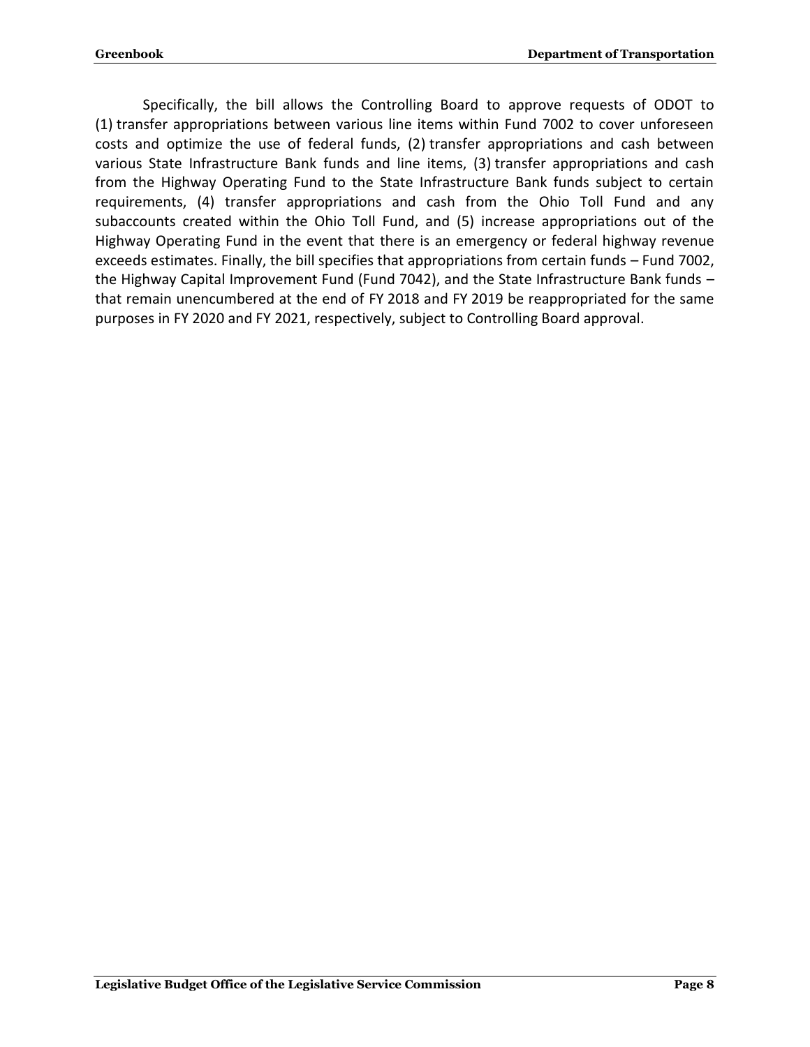Specifically, the bill allows the Controlling Board to approve requests of ODOT to (1) transfer appropriations between various line items within Fund 7002 to cover unforeseen costs and optimize the use of federal funds, (2) transfer appropriations and cash between various State Infrastructure Bank funds and line items, (3) transfer appropriations and cash from the Highway Operating Fund to the State Infrastructure Bank funds subject to certain requirements, (4) transfer appropriations and cash from the Ohio Toll Fund and any subaccounts created within the Ohio Toll Fund, and (5) increase appropriations out of the Highway Operating Fund in the event that there is an emergency or federal highway revenue exceeds estimates. Finally, the bill specifies that appropriations from certain funds – Fund 7002, the Highway Capital Improvement Fund (Fund 7042), and the State Infrastructure Bank funds – that remain unencumbered at the end of FY 2018 and FY 2019 be reappropriated for the same purposes in FY 2020 and FY 2021, respectively, subject to Controlling Board approval.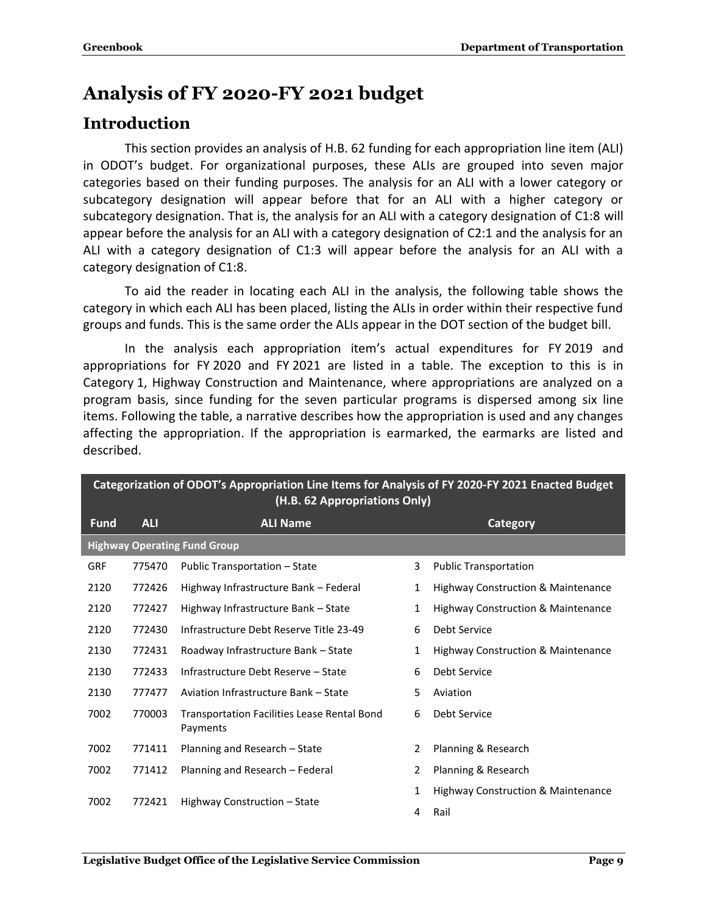# Analysis of FY 2020-FY 2021 budget

## Introduction

This section provides an analysis of H.B. 62 funding for each appropriation line item (ALI) in ODOT's budget. For organizational purposes, these ALIs are grouped into seven major categories based on their funding purposes. The analysis for an ALI with a lower category or subcategory designation will appear before that for an ALI with a higher category or subcategory designation. That is, the analysis for an ALI with a category designation of C1:8 will appear before the analysis for an ALI with a category designation of C2:1 and the analysis for an ALI with a category designation of C1:3 will appear before the analysis for an ALI with a category designation of C1:8.

To aid the reader in locating each ALI in the analysis, the following table shows the category in which each ALI has been placed, listing the ALIs in order within their respective fund groups and funds. This is the same order the ALIs appear in the DOT section of the budget bill.

In the analysis each appropriation item's actual expenditures for FY 2019 and appropriations for FY 2020 and FY 2021 are listed in a table. The exception to this is in Category 1, Highway Construction and Maintenance, where appropriations are analyzed on a program basis, since funding for the seven particular programs is dispersed among six line items. Following the table, a narrative describes how the appropriation is used and any changes affecting the appropriation. If the appropriation is earmarked, the earmarks are listed and described.

| Categorization of ODOT's Appropriation Line Items for Analysis of FY 2020-FY 2021 Enacted Budget (H.B. 62 Appropriations Only) | | | | |
|---|---|---|---|---|
| **Fund** | **ALI** | **ALI Name** | **Category** | |
| **Highway Operating Fund Group** | | | | |
| GRF | 775470 | Public Transportation – State | 3 | Public Transportation |
| 2120 | 772426 | Highway Infrastructure Bank – Federal | 1 | Highway Construction & Maintenance |
| 2120 | 772427 | Highway Infrastructure Bank – State | 1 | Highway Construction & Maintenance |
| 2120 | 772430 | Infrastructure Debt Reserve Title 23-49 | 6 | Debt Service |
| 2130 | 772431 | Roadway Infrastructure Bank – State | 1 | Highway Construction & Maintenance |
| 2130 | 772433 | Infrastructure Debt Reserve – State | 6 | Debt Service |
| 2130 | 777477 | Aviation Infrastructure Bank – State | 5 | Aviation |
| 7002 | 770003 | Transportation Facilities Lease Rental Bond Payments | 6 | Debt Service |
| 7002 | 771411 | Planning and Research – State | 2 | Planning & Research |
| 7002 | 771412 | Planning and Research – Federal | 2 | Planning & Research |
| 7002 | 772421 | Highway Construction – State | 1 | Highway Construction & Maintenance |
| | | | 4 | Rail |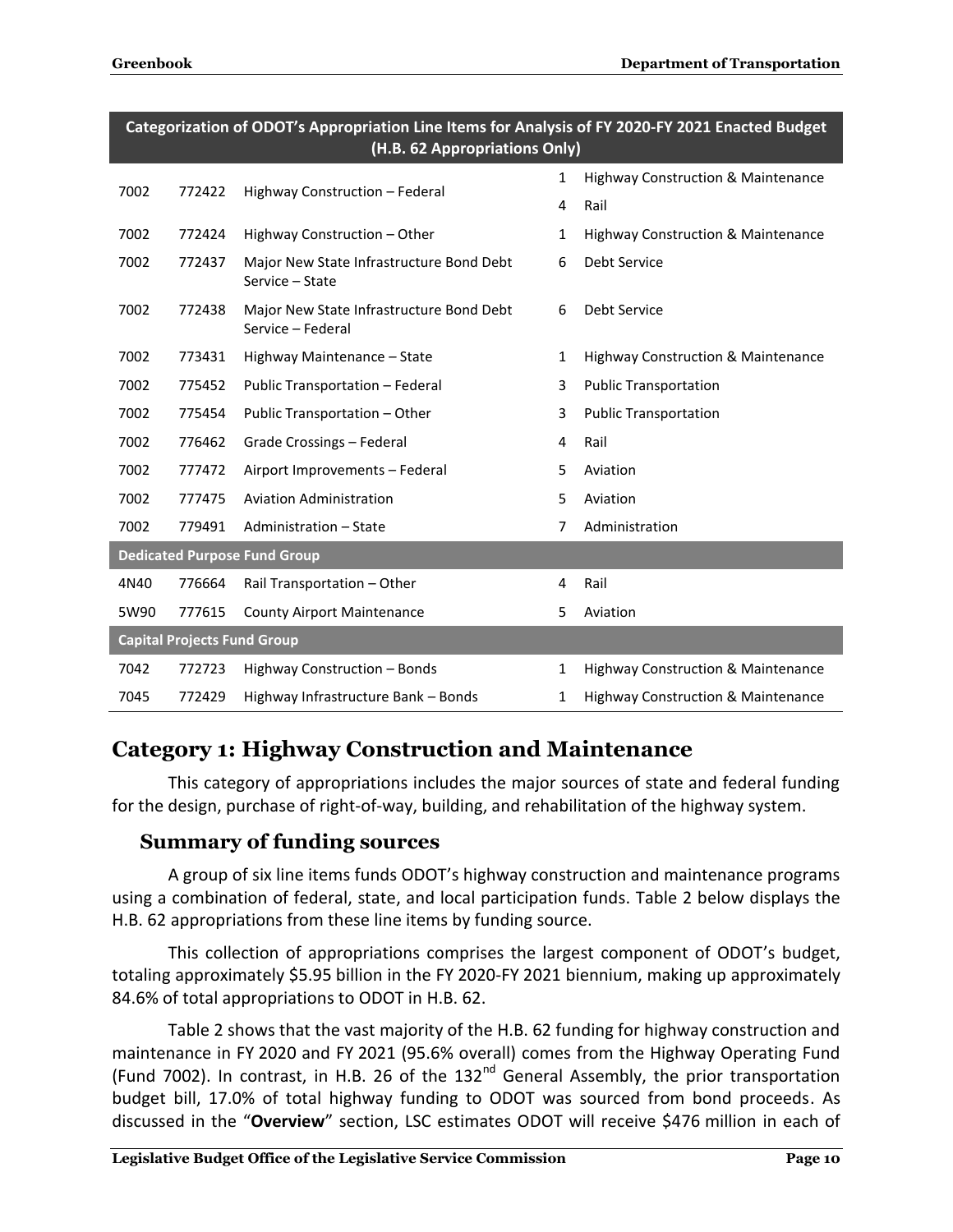| Categorization of ODOT's Appropriation Line Items for Analysis of FY 2020-FY 2021 Enacted Budget (H.B. 62 Appropriations Only) | | | | |
|---|---|---|---|---|
| 7002 | 772422 | Highway Construction – Federal | 1 | Highway Construction & Maintenance |
| | | | 4 | Rail |
| 7002 | 772424 | Highway Construction – Other | 1 | Highway Construction & Maintenance |
| 7002 | 772437 | Major New State Infrastructure Bond Debt Service – State | 6 | Debt Service |
| 7002 | 772438 | Major New State Infrastructure Bond Debt Service – Federal | 6 | Debt Service |
| 7002 | 773431 | Highway Maintenance – State | 1 | Highway Construction & Maintenance |
| 7002 | 775452 | Public Transportation – Federal | 3 | Public Transportation |
| 7002 | 775454 | Public Transportation – Other | 3 | Public Transportation |
| 7002 | 776462 | Grade Crossings – Federal | 4 | Rail |
| 7002 | 777472 | Airport Improvements – Federal | 5 | Aviation |
| 7002 | 777475 | Aviation Administration | 5 | Aviation |
| 7002 | 779491 | Administration – State | 7 | Administration |
| **Dedicated Purpose Fund Group** | | | | |
| 4N40 | 776664 | Rail Transportation – Other | 4 | Rail |
| 5W90 | 777615 | County Airport Maintenance | 5 | Aviation |
| **Capital Projects Fund Group** | | | | |
| 7042 | 772723 | Highway Construction – Bonds | 1 | Highway Construction & Maintenance |
| 7045 | 772429 | Highway Infrastructure Bank – Bonds | 1 | Highway Construction & Maintenance |

## Category 1: Highway Construction and Maintenance

This category of appropriations includes the major sources of state and federal funding for the design, purchase of right-of-way, building, and rehabilitation of the highway system.

### Summary of funding sources

A group of six line items funds ODOT's highway construction and maintenance programs using a combination of federal, state, and local participation funds. Table 2 below displays the H.B. 62 appropriations from these line items by funding source.

This collection of appropriations comprises the largest component of ODOT's budget, totaling approximately $5.95 billion in the FY 2020-FY 2021 biennium, making up approximately 84.6% of total appropriations to ODOT in H.B. 62.

Table 2 shows that the vast majority of the H.B. 62 funding for highway construction and maintenance in FY 2020 and FY 2021 (95.6% overall) comes from the Highway Operating Fund (Fund 7002). In contrast, in H.B. 26 of the 132nd General Assembly, the prior transportation budget bill, 17.0% of total highway funding to ODOT was sourced from bond proceeds. As discussed in the "**Overview**" section, LSC estimates ODOT will receive $476 million in each of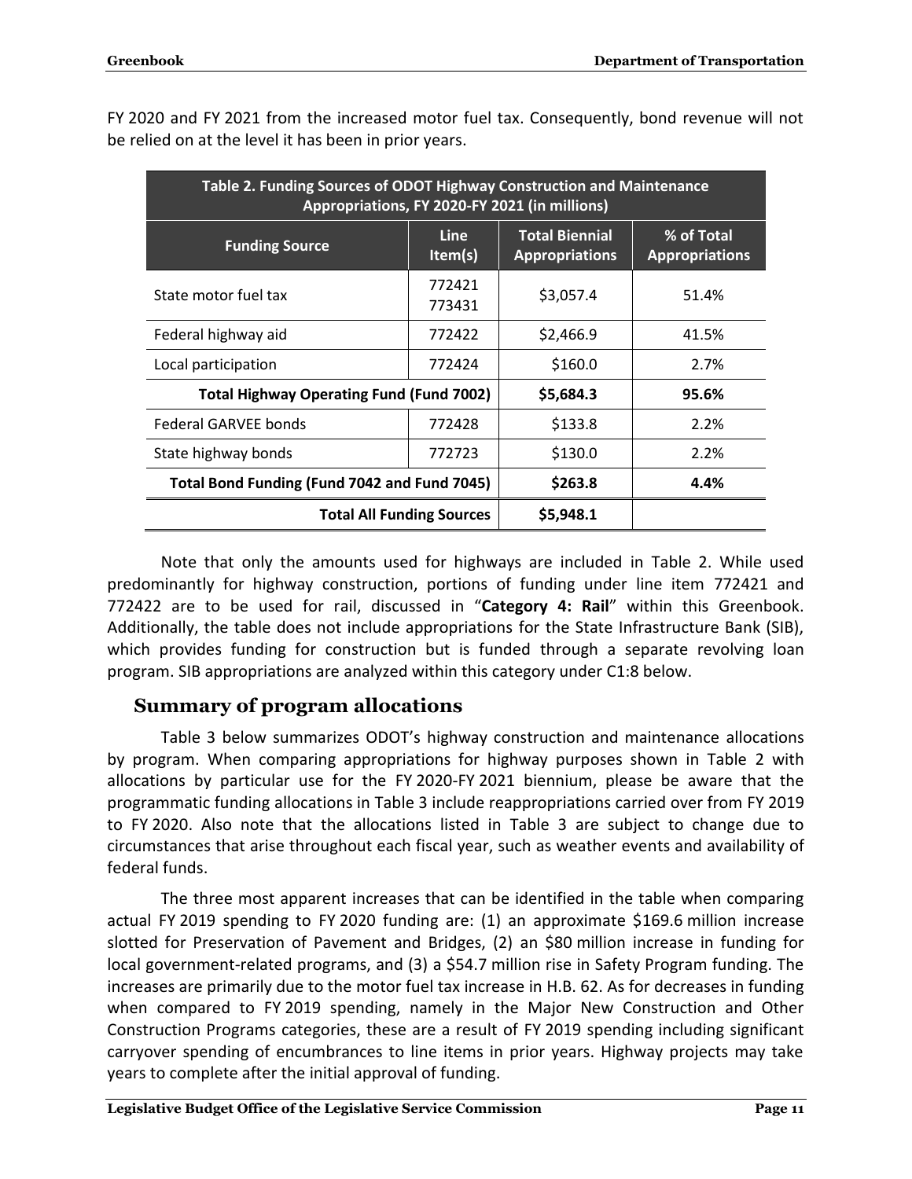FY 2020 and FY 2021 from the increased motor fuel tax. Consequently, bond revenue will not be relied on at the level it has been in prior years.

| Table 2. Funding Sources of ODOT Highway Construction and Maintenance Appropriations, FY 2020-FY 2021 (in millions) | | | |
|---|---|---|---|
| **Funding Source** | **Line Item(s)** | **Total Biennial Appropriations** | **% of Total Appropriations** |
| State motor fuel tax | 772421 773431 | $3,057.4 | 51.4% |
| Federal highway aid | 772422 | $2,466.9 | 41.5% |
| Local participation | 772424 | $160.0 | 2.7% |
| **Total Highway Operating Fund (Fund 7002)** | | **$5,684.3** | **95.6%** |
| Federal GARVEE bonds | 772428 | $133.8 | 2.2% |
| State highway bonds | 772723 | $130.0 | 2.2% |
| **Total Bond Funding (Fund 7042 and Fund 7045)** | | **$263.8** | **4.4%** |
| **Total All Funding Sources** | | **$5,948.1** | |

Note that only the amounts used for highways are included in Table 2. While used predominantly for highway construction, portions of funding under line item 772421 and 772422 are to be used for rail, discussed in "**Category 4: Rail**" within this Greenbook. Additionally, the table does not include appropriations for the State Infrastructure Bank (SIB), which provides funding for construction but is funded through a separate revolving loan program. SIB appropriations are analyzed within this category under C1:8 below.

## Summary of program allocations

Table 3 below summarizes ODOT's highway construction and maintenance allocations by program. When comparing appropriations for highway purposes shown in Table 2 with allocations by particular use for the FY 2020-FY 2021 biennium, please be aware that the programmatic funding allocations in Table 3 include reappropriations carried over from FY 2019 to FY 2020. Also note that the allocations listed in Table 3 are subject to change due to circumstances that arise throughout each fiscal year, such as weather events and availability of federal funds.

The three most apparent increases that can be identified in the table when comparing actual FY 2019 spending to FY 2020 funding are: (1) an approximate $169.6 million increase slotted for Preservation of Pavement and Bridges, (2) an $80 million increase in funding for local government-related programs, and (3) a $54.7 million rise in Safety Program funding. The increases are primarily due to the motor fuel tax increase in H.B. 62. As for decreases in funding when compared to FY 2019 spending, namely in the Major New Construction and Other Construction Programs categories, these are a result of FY 2019 spending including significant carryover spending of encumbrances to line items in prior years. Highway projects may take years to complete after the initial approval of funding.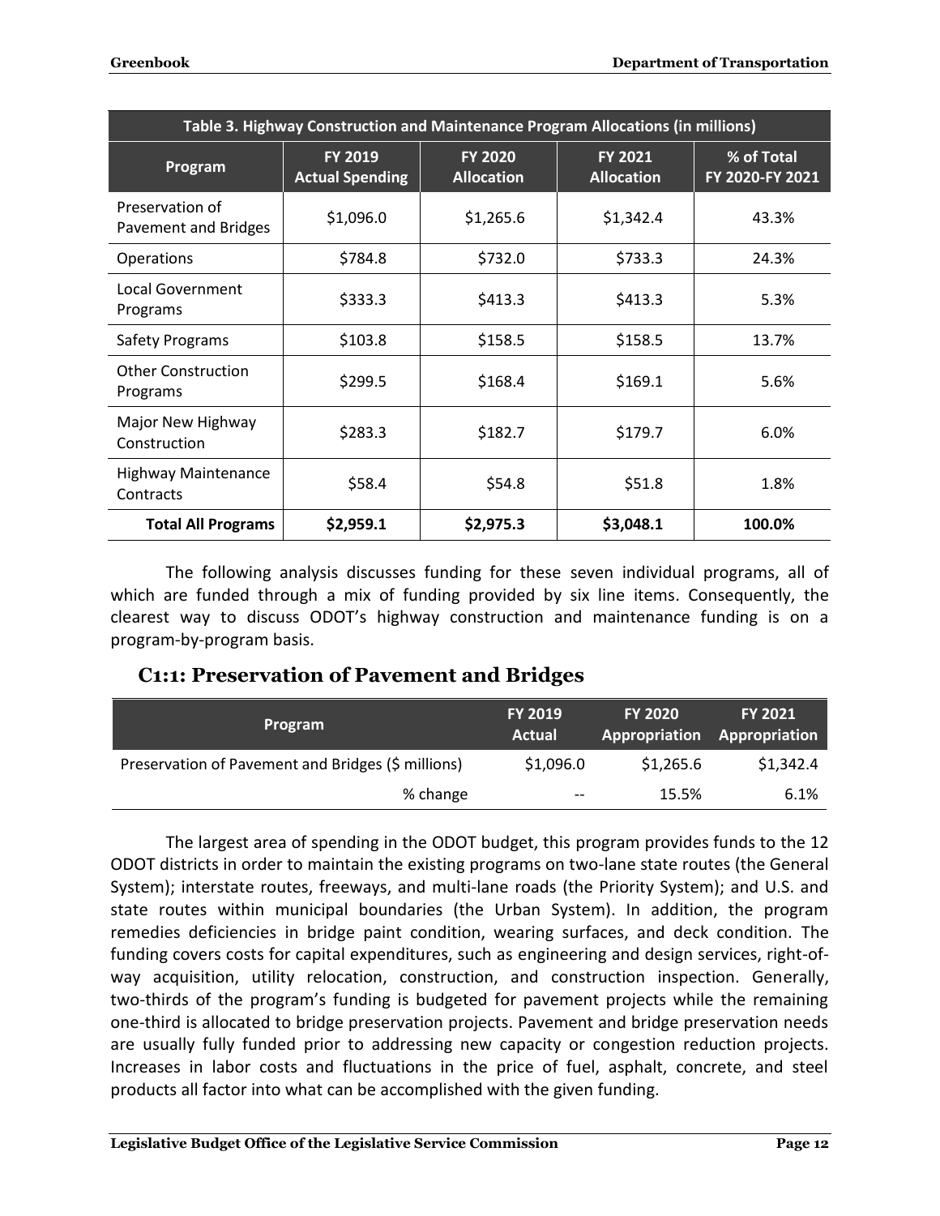| Table 3. Highway Construction and Maintenance Program Allocations (in millions) | | | | |
|---|---|---|---|---|
| Program | FY 2019 Actual Spending | FY 2020 Allocation | FY 2021 Allocation | % of Total FY 2020-FY 2021 |
| Preservation of Pavement and Bridges | $1,096.0 | $1,265.6 | $1,342.4 | 43.3% |
| Operations | $784.8 | $732.0 | $733.3 | 24.3% |
| Local Government Programs | $333.3 | $413.3 | $413.3 | 5.3% |
| Safety Programs | $103.8 | $158.5 | $158.5 | 13.7% |
| Other Construction Programs | $299.5 | $168.4 | $169.1 | 5.6% |
| Major New Highway Construction | $283.3 | $182.7 | $179.7 | 6.0% |
| Highway Maintenance Contracts | $58.4 | $54.8 | $51.8 | 1.8% |
| **Total All Programs** | **$2,959.1** | **$2,975.3** | **$3,048.1** | **100.0%** |

The following analysis discusses funding for these seven individual programs, all of which are funded through a mix of funding provided by six line items. Consequently, the clearest way to discuss ODOT's highway construction and maintenance funding is on a program-by-program basis.

## C1:1: Preservation of Pavement and Bridges

| Program | FY 2019 Actual | FY 2020 Appropriation | FY 2021 Appropriation |
|---|---|---|---|
| Preservation of Pavement and Bridges ($ millions) | $1,096.0 | $1,265.6 | $1,342.4 |
| % change | -- | 15.5% | 6.1% |

The largest area of spending in the ODOT budget, this program provides funds to the 12 ODOT districts in order to maintain the existing programs on two-lane state routes (the General System); interstate routes, freeways, and multi-lane roads (the Priority System); and U.S. and state routes within municipal boundaries (the Urban System). In addition, the program remedies deficiencies in bridge paint condition, wearing surfaces, and deck condition. The funding covers costs for capital expenditures, such as engineering and design services, right-of-way acquisition, utility relocation, construction, and construction inspection. Generally, two-thirds of the program's funding is budgeted for pavement projects while the remaining one-third is allocated to bridge preservation projects. Pavement and bridge preservation needs are usually fully funded prior to addressing new capacity or congestion reduction projects. Increases in labor costs and fluctuations in the price of fuel, asphalt, concrete, and steel products all factor into what can be accomplished with the given funding.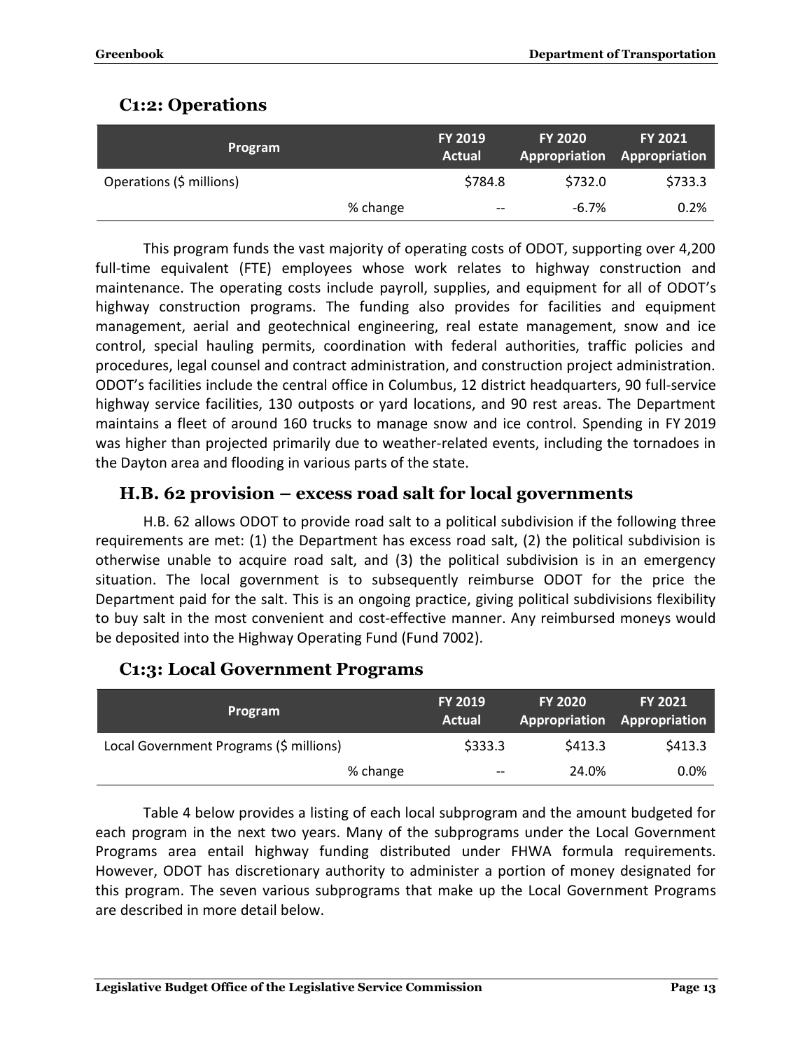## C1:2: Operations

| Program | | FY 2019 Actual | FY 2020 Appropriation | FY 2021 Appropriation |
|---|---|---|---|---|
| Operations ($ millions) | | $784.8 | $732.0 | $733.3 |
| | % change | -- | -6.7% | 0.2% |

This program funds the vast majority of operating costs of ODOT, supporting over 4,200 full-time equivalent (FTE) employees whose work relates to highway construction and maintenance. The operating costs include payroll, supplies, and equipment for all of ODOT's highway construction programs. The funding also provides for facilities and equipment management, aerial and geotechnical engineering, real estate management, snow and ice control, special hauling permits, coordination with federal authorities, traffic policies and procedures, legal counsel and contract administration, and construction project administration. ODOT's facilities include the central office in Columbus, 12 district headquarters, 90 full-service highway service facilities, 130 outposts or yard locations, and 90 rest areas. The Department maintains a fleet of around 160 trucks to manage snow and ice control. Spending in FY 2019 was higher than projected primarily due to weather-related events, including the tornadoes in the Dayton area and flooding in various parts of the state.

### H.B. 62 provision – excess road salt for local governments

H.B. 62 allows ODOT to provide road salt to a political subdivision if the following three requirements are met: (1) the Department has excess road salt, (2) the political subdivision is otherwise unable to acquire road salt, and (3) the political subdivision is in an emergency situation. The local government is to subsequently reimburse ODOT for the price the Department paid for the salt. This is an ongoing practice, giving political subdivisions flexibility to buy salt in the most convenient and cost-effective manner. Any reimbursed moneys would be deposited into the Highway Operating Fund (Fund 7002).

## C1:3: Local Government Programs

| Program | | FY 2019 Actual | FY 2020 Appropriation | FY 2021 Appropriation |
|---|---|---|---|---|
| Local Government Programs ($ millions) | | $333.3 | $413.3 | $413.3 |
| | % change | -- | 24.0% | 0.0% |

Table 4 below provides a listing of each local subprogram and the amount budgeted for each program in the next two years. Many of the subprograms under the Local Government Programs area entail highway funding distributed under FHWA formula requirements. However, ODOT has discretionary authority to administer a portion of money designated for this program. The seven various subprograms that make up the Local Government Programs are described in more detail below.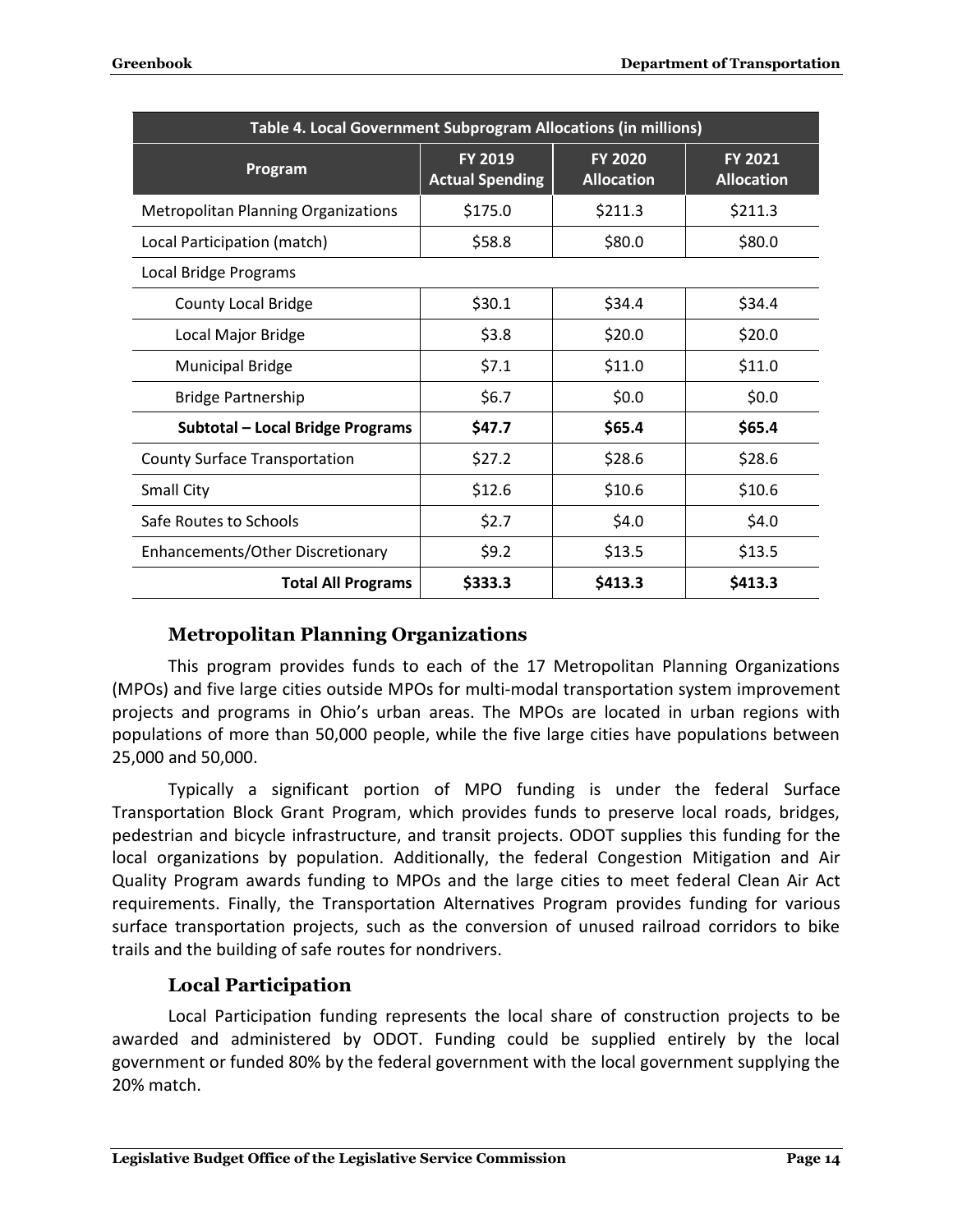| Table 4. Local Government Subprogram Allocations (in millions) | | | |
|---|---|---|---|
| **Program** | **FY 2019 Actual Spending** | **FY 2020 Allocation** | **FY 2021 Allocation** |
| Metropolitan Planning Organizations | $175.0 | $211.3 | $211.3 |
| Local Participation (match) | $58.8 | $80.0 | $80.0 |
| Local Bridge Programs | | | |
| County Local Bridge | $30.1 | $34.4 | $34.4 |
| Local Major Bridge | $3.8 | $20.0 | $20.0 |
| Municipal Bridge | $7.1 | $11.0 | $11.0 |
| Bridge Partnership | $6.7 | $0.0 | $0.0 |
| **Subtotal – Local Bridge Programs** | **$47.7** | **$65.4** | **$65.4** |
| County Surface Transportation | $27.2 | $28.6 | $28.6 |
| Small City | $12.6 | $10.6 | $10.6 |
| Safe Routes to Schools | $2.7 | $4.0 | $4.0 |
| Enhancements/Other Discretionary | $9.2 | $13.5 | $13.5 |
| **Total All Programs** | **$333.3** | **$413.3** | **$413.3** |

### Metropolitan Planning Organizations

This program provides funds to each of the 17 Metropolitan Planning Organizations (MPOs) and five large cities outside MPOs for multi-modal transportation system improvement projects and programs in Ohio's urban areas. The MPOs are located in urban regions with populations of more than 50,000 people, while the five large cities have populations between 25,000 and 50,000.

Typically a significant portion of MPO funding is under the federal Surface Transportation Block Grant Program, which provides funds to preserve local roads, bridges, pedestrian and bicycle infrastructure, and transit projects. ODOT supplies this funding for the local organizations by population. Additionally, the federal Congestion Mitigation and Air Quality Program awards funding to MPOs and the large cities to meet federal Clean Air Act requirements. Finally, the Transportation Alternatives Program provides funding for various surface transportation projects, such as the conversion of unused railroad corridors to bike trails and the building of safe routes for nondrivers.

### Local Participation

Local Participation funding represents the local share of construction projects to be awarded and administered by ODOT. Funding could be supplied entirely by the local government or funded 80% by the federal government with the local government supplying the 20% match.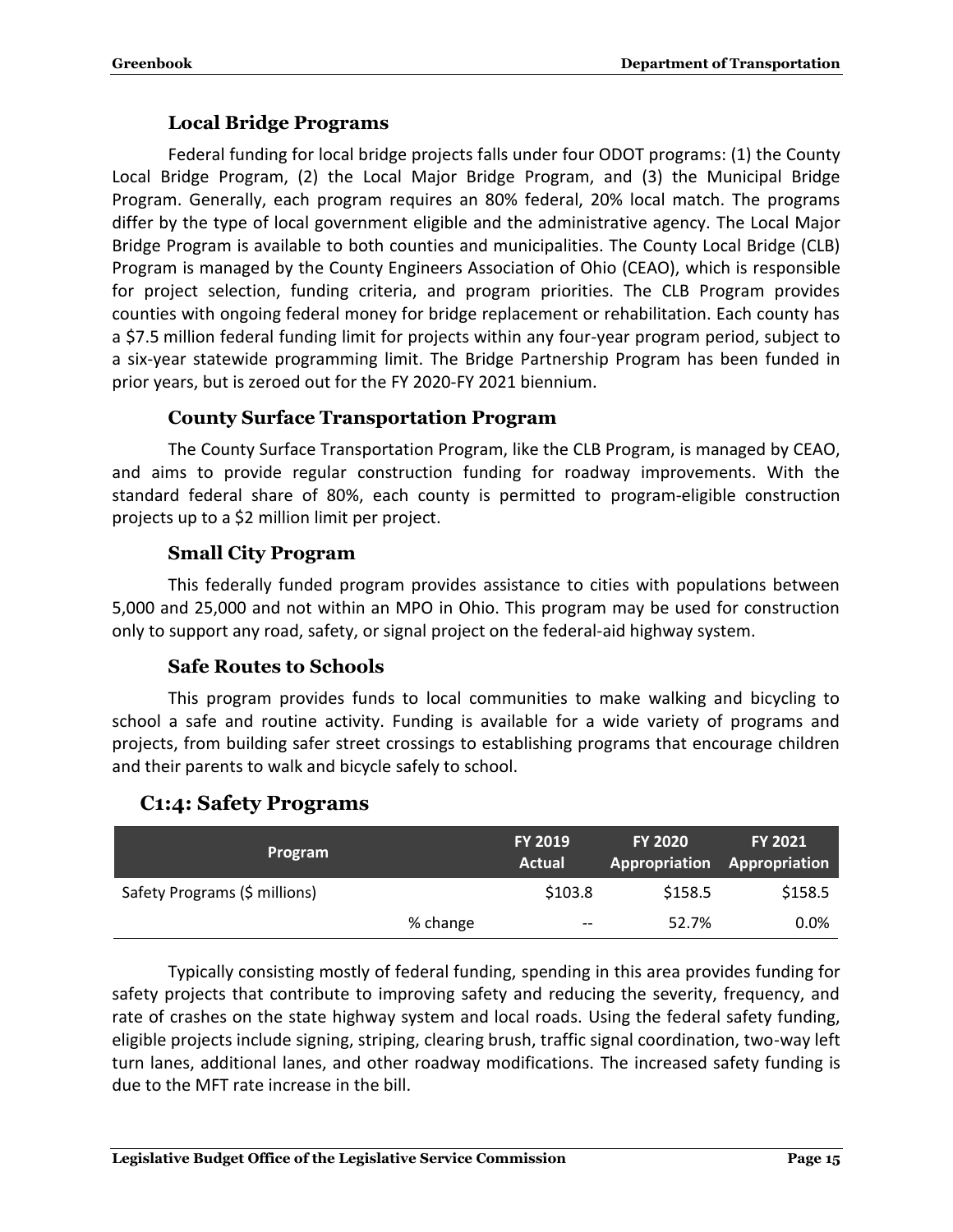### Local Bridge Programs

Federal funding for local bridge projects falls under four ODOT programs: (1) the County Local Bridge Program, (2) the Local Major Bridge Program, and (3) the Municipal Bridge Program. Generally, each program requires an 80% federal, 20% local match. The programs differ by the type of local government eligible and the administrative agency. The Local Major Bridge Program is available to both counties and municipalities. The County Local Bridge (CLB) Program is managed by the County Engineers Association of Ohio (CEAO), which is responsible for project selection, funding criteria, and program priorities. The CLB Program provides counties with ongoing federal money for bridge replacement or rehabilitation. Each county has a $7.5 million federal funding limit for projects within any four-year program period, subject to a six-year statewide programming limit. The Bridge Partnership Program has been funded in prior years, but is zeroed out for the FY 2020-FY 2021 biennium.

### County Surface Transportation Program

The County Surface Transportation Program, like the CLB Program, is managed by CEAO, and aims to provide regular construction funding for roadway improvements. With the standard federal share of 80%, each county is permitted to program-eligible construction projects up to a $2 million limit per project.

### Small City Program

This federally funded program provides assistance to cities with populations between 5,000 and 25,000 and not within an MPO in Ohio. This program may be used for construction only to support any road, safety, or signal project on the federal-aid highway system.

### Safe Routes to Schools

This program provides funds to local communities to make walking and bicycling to school a safe and routine activity. Funding is available for a wide variety of programs and projects, from building safer street crossings to establishing programs that encourage children and their parents to walk and bicycle safely to school.

## C1:4: Safety Programs

| Program | | FY 2019 Actual | FY 2020 Appropriation | FY 2021 Appropriation |
|---|---|---|---|---|
| Safety Programs ($ millions) | | $103.8 | $158.5 | $158.5 |
| | % change | -- | 52.7% | 0.0% |

Typically consisting mostly of federal funding, spending in this area provides funding for safety projects that contribute to improving safety and reducing the severity, frequency, and rate of crashes on the state highway system and local roads. Using the federal safety funding, eligible projects include signing, striping, clearing brush, traffic signal coordination, two-way left turn lanes, additional lanes, and other roadway modifications. The increased safety funding is due to the MFT rate increase in the bill.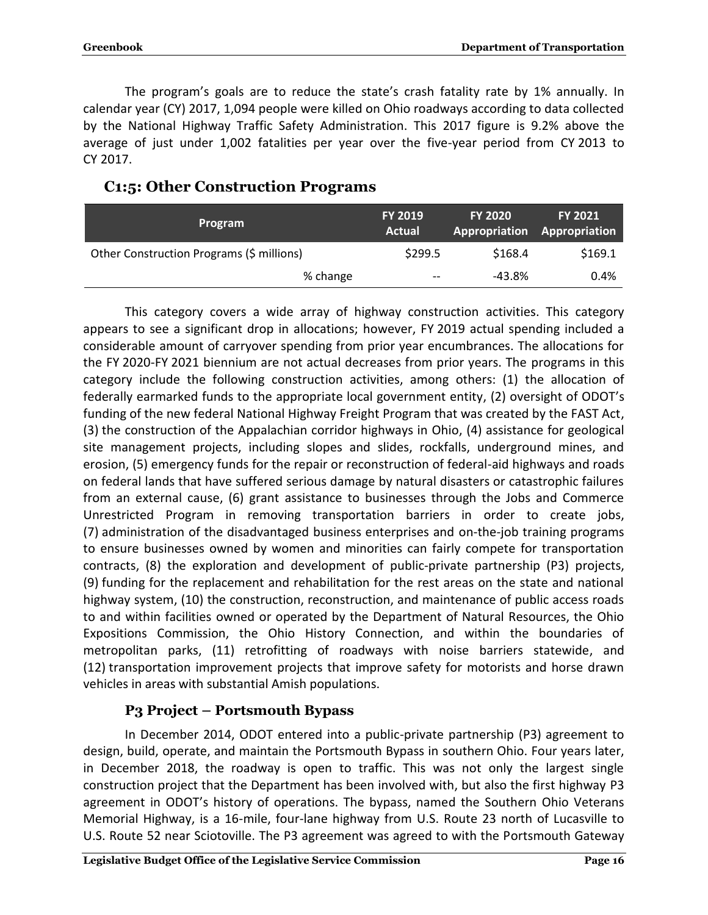The program's goals are to reduce the state's crash fatality rate by 1% annually. In calendar year (CY) 2017, 1,094 people were killed on Ohio roadways according to data collected by the National Highway Traffic Safety Administration. This 2017 figure is 9.2% above the average of just under 1,002 fatalities per year over the five-year period from CY 2013 to CY 2017.

### C1:5: Other Construction Programs

| Program | | FY 2019 Actual | FY 2020 Appropriation | FY 2021 Appropriation |
|---|---|---|---|---|
| Other Construction Programs ($ millions) | | $299.5 | $168.4 | $169.1 |
| | % change | -- | -43.8% | 0.4% |

This category covers a wide array of highway construction activities. This category appears to see a significant drop in allocations; however, FY 2019 actual spending included a considerable amount of carryover spending from prior year encumbrances. The allocations for the FY 2020-FY 2021 biennium are not actual decreases from prior years. The programs in this category include the following construction activities, among others: (1) the allocation of federally earmarked funds to the appropriate local government entity, (2) oversight of ODOT's funding of the new federal National Highway Freight Program that was created by the FAST Act, (3) the construction of the Appalachian corridor highways in Ohio, (4) assistance for geological site management projects, including slopes and slides, rockfalls, underground mines, and erosion, (5) emergency funds for the repair or reconstruction of federal-aid highways and roads on federal lands that have suffered serious damage by natural disasters or catastrophic failures from an external cause, (6) grant assistance to businesses through the Jobs and Commerce Unrestricted Program in removing transportation barriers in order to create jobs, (7) administration of the disadvantaged business enterprises and on-the-job training programs to ensure businesses owned by women and minorities can fairly compete for transportation contracts, (8) the exploration and development of public-private partnership (P3) projects, (9) funding for the replacement and rehabilitation for the rest areas on the state and national highway system, (10) the construction, reconstruction, and maintenance of public access roads to and within facilities owned or operated by the Department of Natural Resources, the Ohio Expositions Commission, the Ohio History Connection, and within the boundaries of metropolitan parks, (11) retrofitting of roadways with noise barriers statewide, and (12) transportation improvement projects that improve safety for motorists and horse drawn vehicles in areas with substantial Amish populations.

#### P3 Project – Portsmouth Bypass

In December 2014, ODOT entered into a public-private partnership (P3) agreement to design, build, operate, and maintain the Portsmouth Bypass in southern Ohio. Four years later, in December 2018, the roadway is open to traffic. This was not only the largest single construction project that the Department has been involved with, but also the first highway P3 agreement in ODOT's history of operations. The bypass, named the Southern Ohio Veterans Memorial Highway, is a 16-mile, four-lane highway from U.S. Route 23 north of Lucasville to U.S. Route 52 near Sciotoville. The P3 agreement was agreed to with the Portsmouth Gateway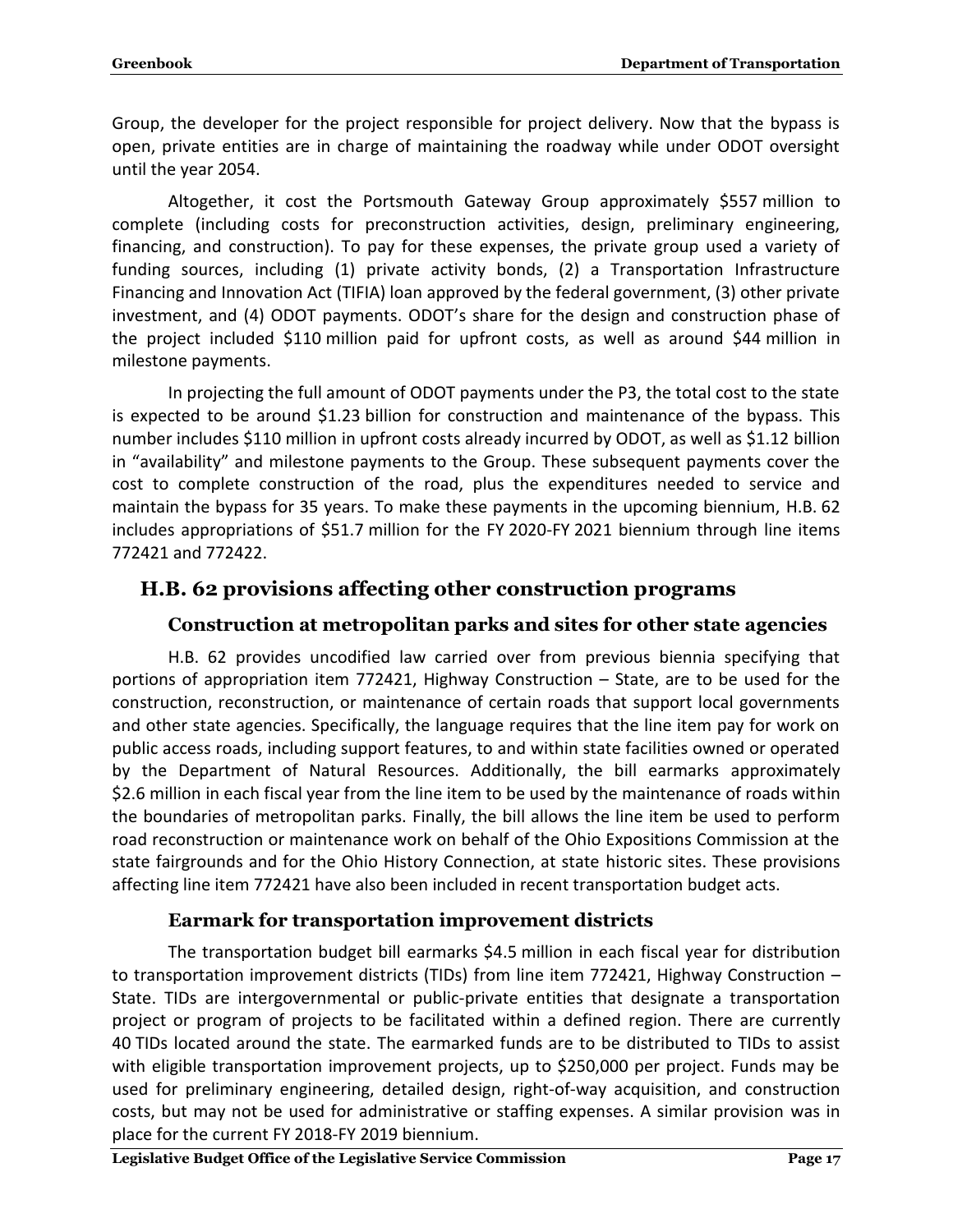Group, the developer for the project responsible for project delivery. Now that the bypass is open, private entities are in charge of maintaining the roadway while under ODOT oversight until the year 2054.

Altogether, it cost the Portsmouth Gateway Group approximately $557 million to complete (including costs for preconstruction activities, design, preliminary engineering, financing, and construction). To pay for these expenses, the private group used a variety of funding sources, including (1) private activity bonds, (2) a Transportation Infrastructure Financing and Innovation Act (TIFIA) loan approved by the federal government, (3) other private investment, and (4) ODOT payments. ODOT's share for the design and construction phase of the project included $110 million paid for upfront costs, as well as around $44 million in milestone payments.

In projecting the full amount of ODOT payments under the P3, the total cost to the state is expected to be around $1.23 billion for construction and maintenance of the bypass. This number includes $110 million in upfront costs already incurred by ODOT, as well as $1.12 billion in "availability" and milestone payments to the Group. These subsequent payments cover the cost to complete construction of the road, plus the expenditures needed to service and maintain the bypass for 35 years. To make these payments in the upcoming biennium, H.B. 62 includes appropriations of $51.7 million for the FY 2020-FY 2021 biennium through line items 772421 and 772422.

## H.B. 62 provisions affecting other construction programs

### Construction at metropolitan parks and sites for other state agencies

H.B. 62 provides uncodified law carried over from previous biennia specifying that portions of appropriation item 772421, Highway Construction – State, are to be used for the construction, reconstruction, or maintenance of certain roads that support local governments and other state agencies. Specifically, the language requires that the line item pay for work on public access roads, including support features, to and within state facilities owned or operated by the Department of Natural Resources. Additionally, the bill earmarks approximately $2.6 million in each fiscal year from the line item to be used by the maintenance of roads within the boundaries of metropolitan parks. Finally, the bill allows the line item be used to perform road reconstruction or maintenance work on behalf of the Ohio Expositions Commission at the state fairgrounds and for the Ohio History Connection, at state historic sites. These provisions affecting line item 772421 have also been included in recent transportation budget acts.

### Earmark for transportation improvement districts

The transportation budget bill earmarks $4.5 million in each fiscal year for distribution to transportation improvement districts (TIDs) from line item 772421, Highway Construction – State. TIDs are intergovernmental or public-private entities that designate a transportation project or program of projects to be facilitated within a defined region. There are currently 40 TIDs located around the state. The earmarked funds are to be distributed to TIDs to assist with eligible transportation improvement projects, up to $250,000 per project. Funds may be used for preliminary engineering, detailed design, right-of-way acquisition, and construction costs, but may not be used for administrative or staffing expenses. A similar provision was in place for the current FY 2018-FY 2019 biennium.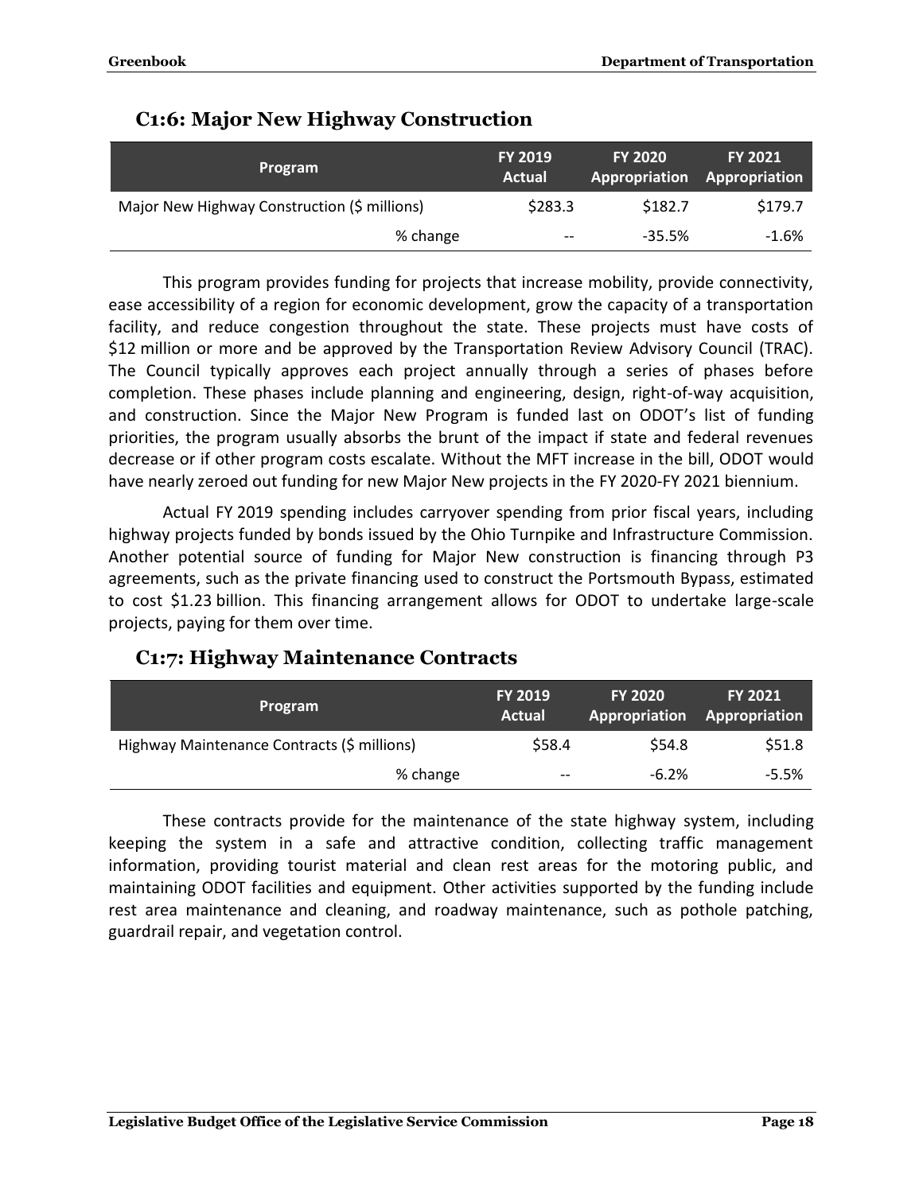## C1:6: Major New Highway Construction

| Program | FY 2019 Actual | FY 2020 Appropriation | FY 2021 Appropriation |
|---|---|---|---|
| Major New Highway Construction ($ millions) | $283.3 | $182.7 | $179.7 |
| % change | -- | -35.5% | -1.6% |

This program provides funding for projects that increase mobility, provide connectivity, ease accessibility of a region for economic development, grow the capacity of a transportation facility, and reduce congestion throughout the state. These projects must have costs of $12 million or more and be approved by the Transportation Review Advisory Council (TRAC). The Council typically approves each project annually through a series of phases before completion. These phases include planning and engineering, design, right-of-way acquisition, and construction. Since the Major New Program is funded last on ODOT's list of funding priorities, the program usually absorbs the brunt of the impact if state and federal revenues decrease or if other program costs escalate. Without the MFT increase in the bill, ODOT would have nearly zeroed out funding for new Major New projects in the FY 2020-FY 2021 biennium.

Actual FY 2019 spending includes carryover spending from prior fiscal years, including highway projects funded by bonds issued by the Ohio Turnpike and Infrastructure Commission. Another potential source of funding for Major New construction is financing through P3 agreements, such as the private financing used to construct the Portsmouth Bypass, estimated to cost $1.23 billion. This financing arrangement allows for ODOT to undertake large-scale projects, paying for them over time.

## C1:7: Highway Maintenance Contracts

| Program | FY 2019 Actual | FY 2020 Appropriation | FY 2021 Appropriation |
|---|---|---|---|
| Highway Maintenance Contracts ($ millions) | $58.4 | $54.8 | $51.8 |
| % change | -- | -6.2% | -5.5% |

These contracts provide for the maintenance of the state highway system, including keeping the system in a safe and attractive condition, collecting traffic management information, providing tourist material and clean rest areas for the motoring public, and maintaining ODOT facilities and equipment. Other activities supported by the funding include rest area maintenance and cleaning, and roadway maintenance, such as pothole patching, guardrail repair, and vegetation control.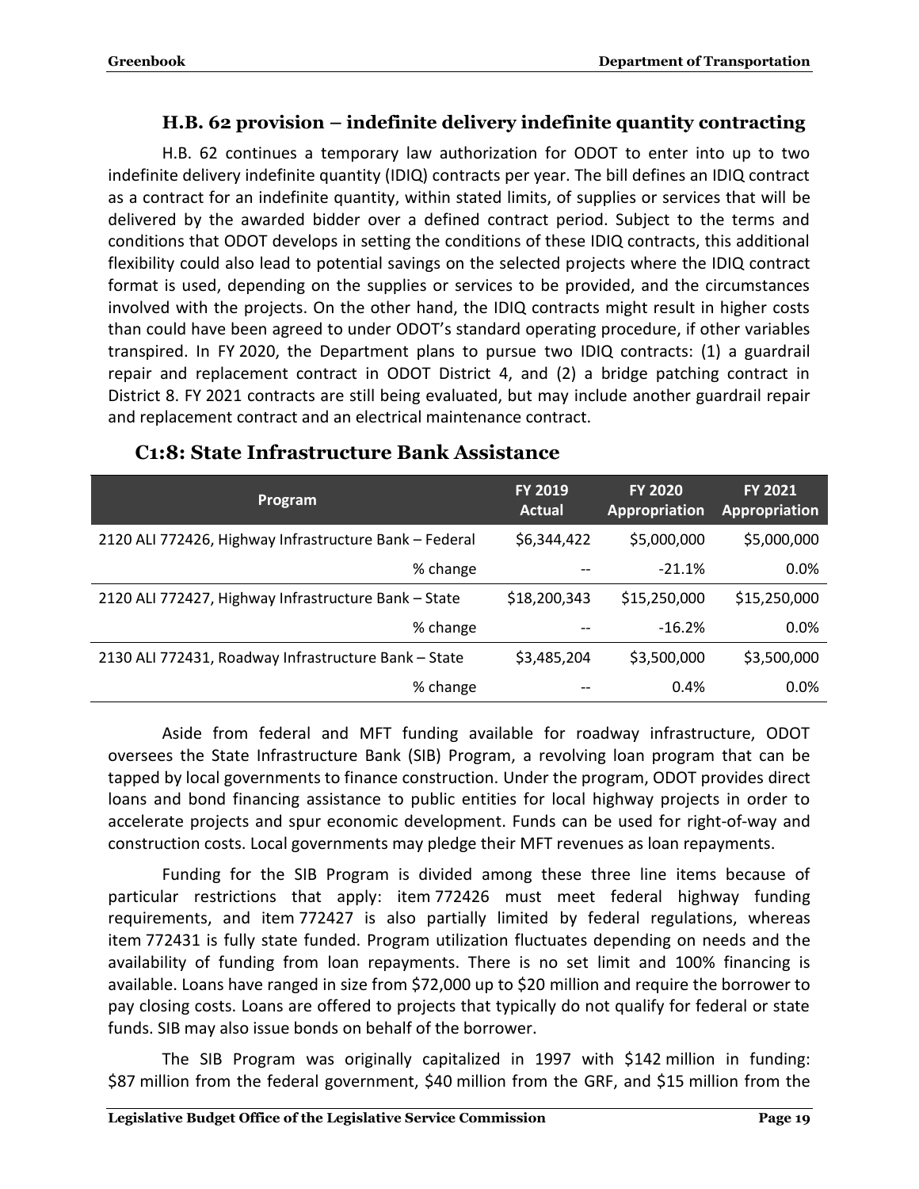### H.B. 62 provision – indefinite delivery indefinite quantity contracting

H.B. 62 continues a temporary law authorization for ODOT to enter into up to two indefinite delivery indefinite quantity (IDIQ) contracts per year. The bill defines an IDIQ contract as a contract for an indefinite quantity, within stated limits, of supplies or services that will be delivered by the awarded bidder over a defined contract period. Subject to the terms and conditions that ODOT develops in setting the conditions of these IDIQ contracts, this additional flexibility could also lead to potential savings on the selected projects where the IDIQ contract format is used, depending on the supplies or services to be provided, and the circumstances involved with the projects. On the other hand, the IDIQ contracts might result in higher costs than could have been agreed to under ODOT's standard operating procedure, if other variables transpired. In FY 2020, the Department plans to pursue two IDIQ contracts: (1) a guardrail repair and replacement contract in ODOT District 4, and (2) a bridge patching contract in District 8. FY 2021 contracts are still being evaluated, but may include another guardrail repair and replacement contract and an electrical maintenance contract.

## C1:8: State Infrastructure Bank Assistance

| Program | FY 2019 Actual | FY 2020 Appropriation | FY 2021 Appropriation |
|---|---|---|---|
| 2120 ALI 772426, Highway Infrastructure Bank – Federal | $6,344,422 | $5,000,000 | $5,000,000 |
| % change | -- | -21.1% | 0.0% |
| 2120 ALI 772427, Highway Infrastructure Bank – State | $18,200,343 | $15,250,000 | $15,250,000 |
| % change | -- | -16.2% | 0.0% |
| 2130 ALI 772431, Roadway Infrastructure Bank – State | $3,485,204 | $3,500,000 | $3,500,000 |
| % change | -- | 0.4% | 0.0% |

Aside from federal and MFT funding available for roadway infrastructure, ODOT oversees the State Infrastructure Bank (SIB) Program, a revolving loan program that can be tapped by local governments to finance construction. Under the program, ODOT provides direct loans and bond financing assistance to public entities for local highway projects in order to accelerate projects and spur economic development. Funds can be used for right-of-way and construction costs. Local governments may pledge their MFT revenues as loan repayments.

Funding for the SIB Program is divided among these three line items because of particular restrictions that apply: item 772426 must meet federal highway funding requirements, and item 772427 is also partially limited by federal regulations, whereas item 772431 is fully state funded. Program utilization fluctuates depending on needs and the availability of funding from loan repayments. There is no set limit and 100% financing is available. Loans have ranged in size from $72,000 up to $20 million and require the borrower to pay closing costs. Loans are offered to projects that typically do not qualify for federal or state funds. SIB may also issue bonds on behalf of the borrower.

The SIB Program was originally capitalized in 1997 with $142 million in funding: $87 million from the federal government, $40 million from the GRF, and $15 million from the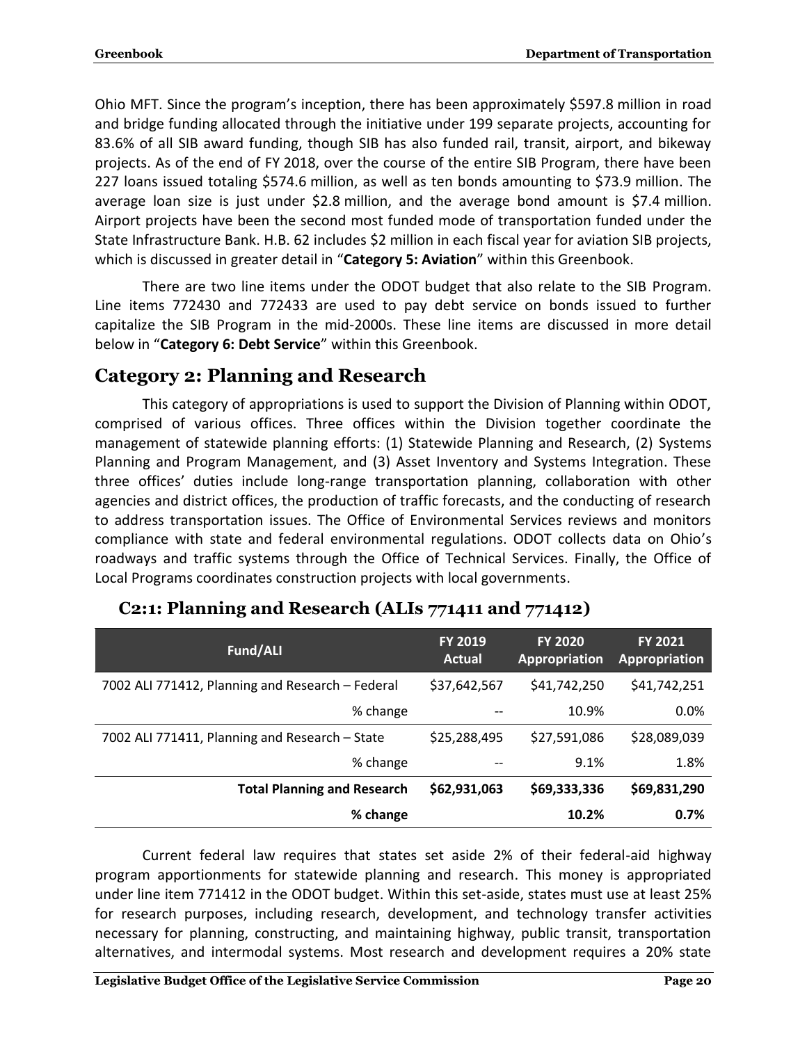Ohio MFT. Since the program's inception, there has been approximately $597.8 million in road and bridge funding allocated through the initiative under 199 separate projects, accounting for 83.6% of all SIB award funding, though SIB has also funded rail, transit, airport, and bikeway projects. As of the end of FY 2018, over the course of the entire SIB Program, there have been 227 loans issued totaling $574.6 million, as well as ten bonds amounting to $73.9 million. The average loan size is just under $2.8 million, and the average bond amount is $7.4 million. Airport projects have been the second most funded mode of transportation funded under the State Infrastructure Bank. H.B. 62 includes $2 million in each fiscal year for aviation SIB projects, which is discussed in greater detail in "**Category 5: Aviation**" within this Greenbook.

There are two line items under the ODOT budget that also relate to the SIB Program. Line items 772430 and 772433 are used to pay debt service on bonds issued to further capitalize the SIB Program in the mid-2000s. These line items are discussed in more detail below in "**Category 6: Debt Service**" within this Greenbook.

## Category 2: Planning and Research

This category of appropriations is used to support the Division of Planning within ODOT, comprised of various offices. Three offices within the Division together coordinate the management of statewide planning efforts: (1) Statewide Planning and Research, (2) Systems Planning and Program Management, and (3) Asset Inventory and Systems Integration. These three offices' duties include long-range transportation planning, collaboration with other agencies and district offices, the production of traffic forecasts, and the conducting of research to address transportation issues. The Office of Environmental Services reviews and monitors compliance with state and federal environmental regulations. ODOT collects data on Ohio's roadways and traffic systems through the Office of Technical Services. Finally, the Office of Local Programs coordinates construction projects with local governments.

### C2:1: Planning and Research (ALIs 771411 and 771412)

| Fund/ALI | FY 2019 Actual | FY 2020 Appropriation | FY 2021 Appropriation |
|---|---|---|---|
| 7002 ALI 771412, Planning and Research – Federal | $37,642,567 | $41,742,250 | $41,742,251 |
| % change | -- | 10.9% | 0.0% |
| 7002 ALI 771411, Planning and Research – State | $25,288,495 | $27,591,086 | $28,089,039 |
| % change | -- | 9.1% | 1.8% |
| **Total Planning and Research** | **$62,931,063** | **$69,333,336** | **$69,831,290** |
| **% change** | | **10.2%** | **0.7%** |

Current federal law requires that states set aside 2% of their federal-aid highway program apportionments for statewide planning and research. This money is appropriated under line item 771412 in the ODOT budget. Within this set-aside, states must use at least 25% for research purposes, including research, development, and technology transfer activities necessary for planning, constructing, and maintaining highway, public transit, transportation alternatives, and intermodal systems. Most research and development requires a 20% state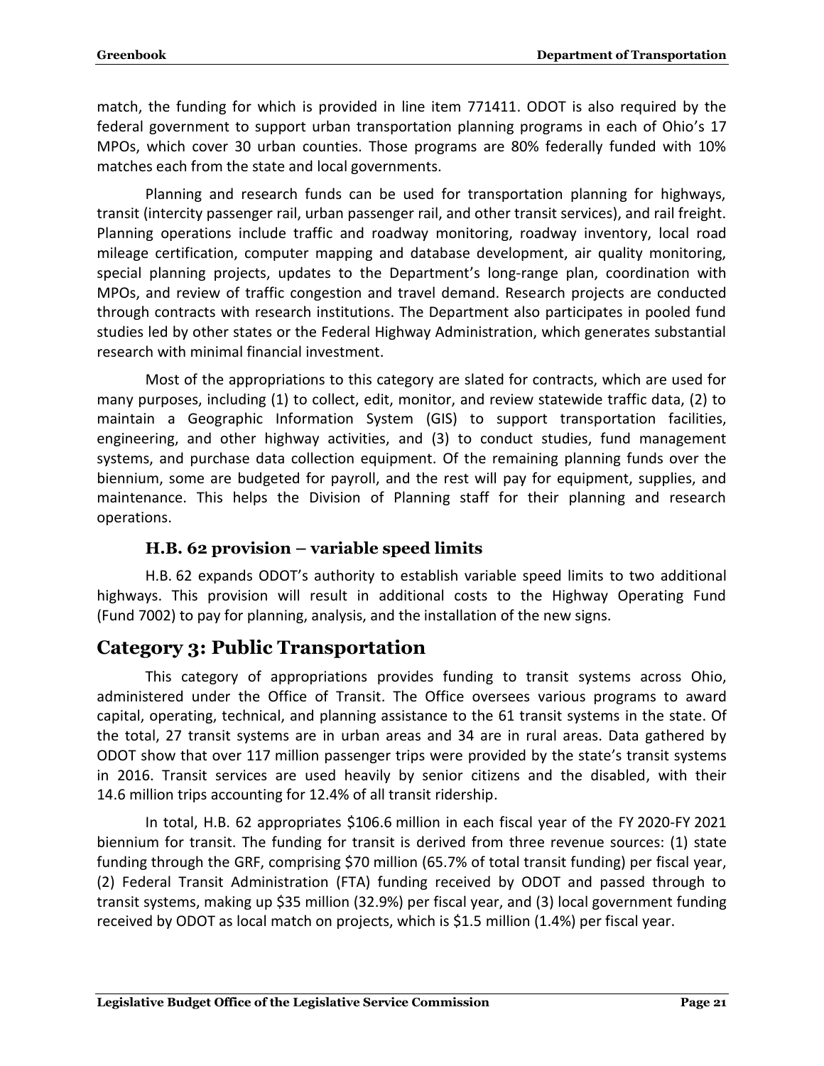match, the funding for which is provided in line item 771411. ODOT is also required by the federal government to support urban transportation planning programs in each of Ohio's 17 MPOs, which cover 30 urban counties. Those programs are 80% federally funded with 10% matches each from the state and local governments.

Planning and research funds can be used for transportation planning for highways, transit (intercity passenger rail, urban passenger rail, and other transit services), and rail freight. Planning operations include traffic and roadway monitoring, roadway inventory, local road mileage certification, computer mapping and database development, air quality monitoring, special planning projects, updates to the Department's long-range plan, coordination with MPOs, and review of traffic congestion and travel demand. Research projects are conducted through contracts with research institutions. The Department also participates in pooled fund studies led by other states or the Federal Highway Administration, which generates substantial research with minimal financial investment.

Most of the appropriations to this category are slated for contracts, which are used for many purposes, including (1) to collect, edit, monitor, and review statewide traffic data, (2) to maintain a Geographic Information System (GIS) to support transportation facilities, engineering, and other highway activities, and (3) to conduct studies, fund management systems, and purchase data collection equipment. Of the remaining planning funds over the biennium, some are budgeted for payroll, and the rest will pay for equipment, supplies, and maintenance. This helps the Division of Planning staff for their planning and research operations.

### H.B. 62 provision – variable speed limits

H.B. 62 expands ODOT's authority to establish variable speed limits to two additional highways. This provision will result in additional costs to the Highway Operating Fund (Fund 7002) to pay for planning, analysis, and the installation of the new signs.

## Category 3: Public Transportation

This category of appropriations provides funding to transit systems across Ohio, administered under the Office of Transit. The Office oversees various programs to award capital, operating, technical, and planning assistance to the 61 transit systems in the state. Of the total, 27 transit systems are in urban areas and 34 are in rural areas. Data gathered by ODOT show that over 117 million passenger trips were provided by the state's transit systems in 2016. Transit services are used heavily by senior citizens and the disabled, with their 14.6 million trips accounting for 12.4% of all transit ridership.

In total, H.B. 62 appropriates $106.6 million in each fiscal year of the FY 2020-FY 2021 biennium for transit. The funding for transit is derived from three revenue sources: (1) state funding through the GRF, comprising $70 million (65.7% of total transit funding) per fiscal year, (2) Federal Transit Administration (FTA) funding received by ODOT and passed through to transit systems, making up $35 million (32.9%) per fiscal year, and (3) local government funding received by ODOT as local match on projects, which is $1.5 million (1.4%) per fiscal year.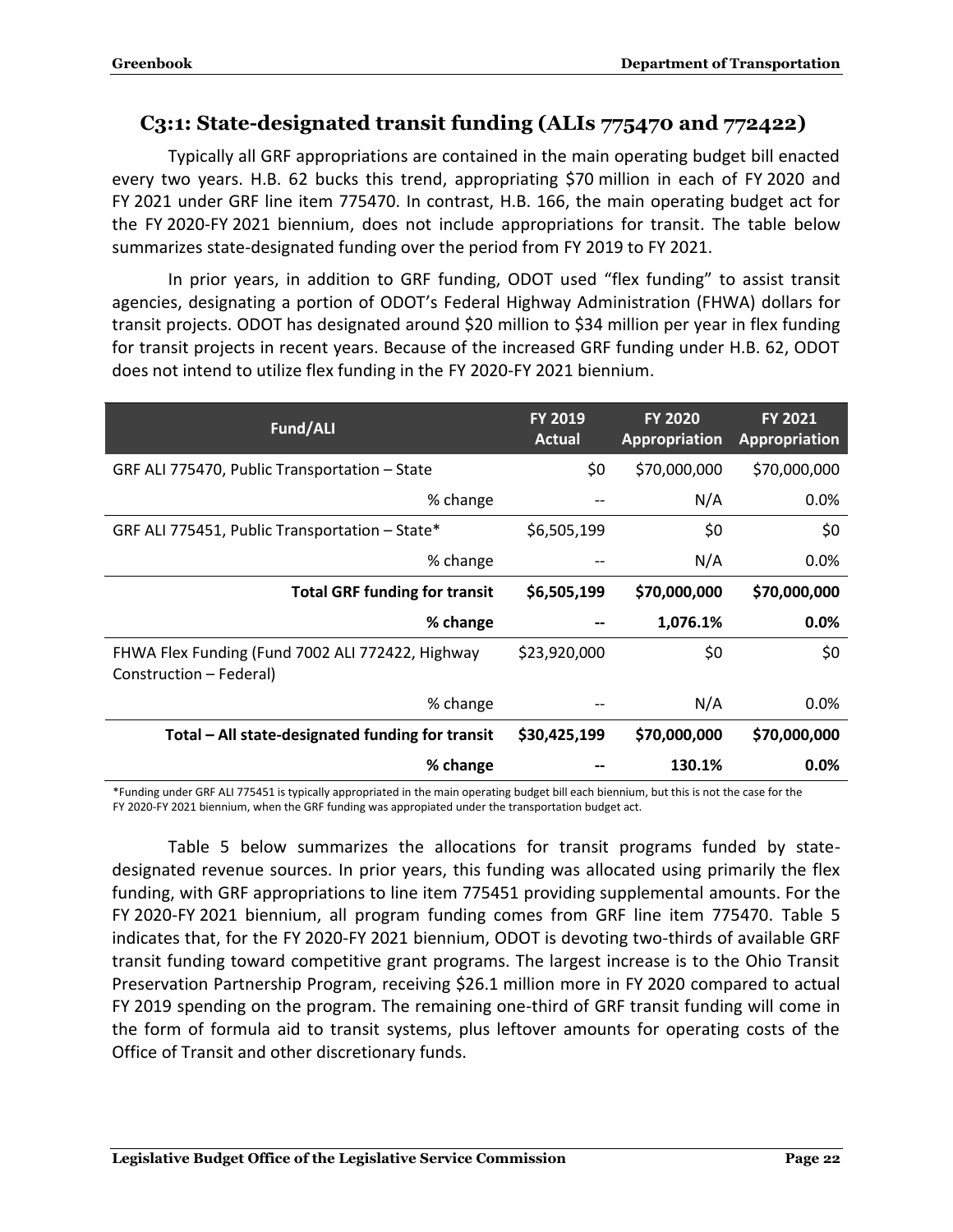## C3:1: State-designated transit funding (ALIs 775470 and 772422)

Typically all GRF appropriations are contained in the main operating budget bill enacted every two years. H.B. 62 bucks this trend, appropriating $70 million in each of FY 2020 and FY 2021 under GRF line item 775470. In contrast, H.B. 166, the main operating budget act for the FY 2020-FY 2021 biennium, does not include appropriations for transit. The table below summarizes state-designated funding over the period from FY 2019 to FY 2021.

In prior years, in addition to GRF funding, ODOT used "flex funding" to assist transit agencies, designating a portion of ODOT's Federal Highway Administration (FHWA) dollars for transit projects. ODOT has designated around $20 million to $34 million per year in flex funding for transit projects in recent years. Because of the increased GRF funding under H.B. 62, ODOT does not intend to utilize flex funding in the FY 2020-FY 2021 biennium.

| Fund/ALI | FY 2019 Actual | FY 2020 Appropriation | FY 2021 Appropriation |
|---|---|---|---|
| GRF ALI 775470, Public Transportation – State | $0 | $70,000,000 | $70,000,000 |
| % change | -- | N/A | 0.0% |
| GRF ALI 775451, Public Transportation – State* | $6,505,199 | $0 | $0 |
| % change | -- | N/A | 0.0% |
| **Total GRF funding for transit** | **$6,505,199** | **$70,000,000** | **$70,000,000** |
| **% change** | **--** | **1,076.1%** | **0.0%** |
| FHWA Flex Funding (Fund 7002 ALI 772422, Highway Construction – Federal) | $23,920,000 | $0 | $0 |
| % change | -- | N/A | 0.0% |
| **Total – All state-designated funding for transit** | **$30,425,199** | **$70,000,000** | **$70,000,000** |
| **% change** | **--** | **130.1%** | **0.0%** |

*Funding under GRF ALI 775451 is typically appropriated in the main operating budget bill each biennium, but this is not the case for the FY 2020-FY 2021 biennium, when the GRF funding was appropiated under the transportation budget act.

Table 5 below summarizes the allocations for transit programs funded by state-designated revenue sources. In prior years, this funding was allocated using primarily the flex funding, with GRF appropriations to line item 775451 providing supplemental amounts. For the FY 2020-FY 2021 biennium, all program funding comes from GRF line item 775470. Table 5 indicates that, for the FY 2020-FY 2021 biennium, ODOT is devoting two-thirds of available GRF transit funding toward competitive grant programs. The largest increase is to the Ohio Transit Preservation Partnership Program, receiving $26.1 million more in FY 2020 compared to actual FY 2019 spending on the program. The remaining one-third of GRF transit funding will come in the form of formula aid to transit systems, plus leftover amounts for operating costs of the Office of Transit and other discretionary funds.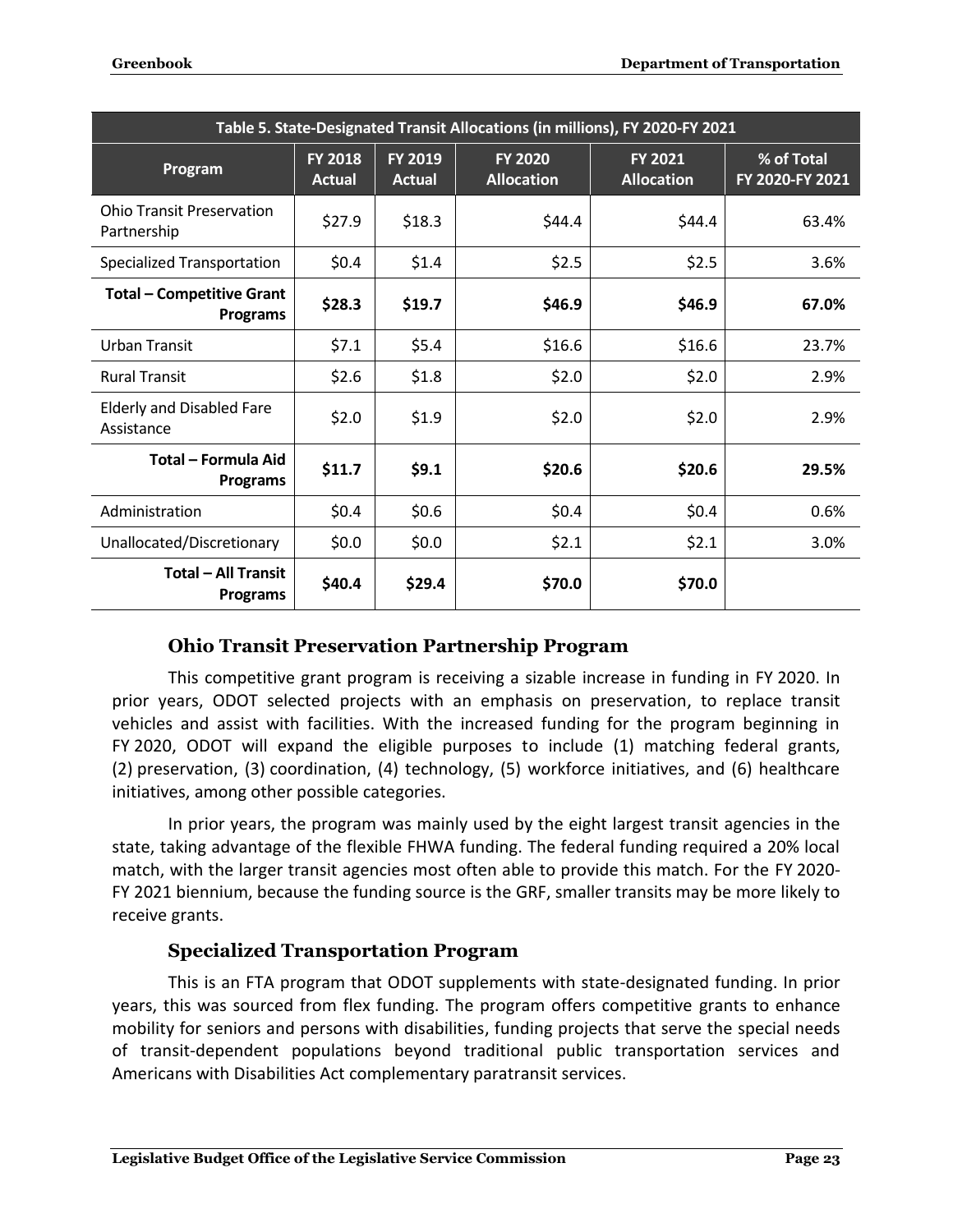| Table 5. State-Designated Transit Allocations (in millions), FY 2020-FY 2021 | | | | | |
|---|---|---|---|---|---|
| Program | FY 2018 Actual | FY 2019 Actual | FY 2020 Allocation | FY 2021 Allocation | % of Total FY 2020-FY 2021 |
| Ohio Transit Preservation Partnership | $27.9 | $18.3 | $44.4 | $44.4 | 63.4% |
| Specialized Transportation | $0.4 | $1.4 | $2.5 | $2.5 | 3.6% |
| **Total – Competitive Grant Programs** | **$28.3** | **$19.7** | **$46.9** | **$46.9** | **67.0%** |
| Urban Transit | $7.1 | $5.4 | $16.6 | $16.6 | 23.7% |
| Rural Transit | $2.6 | $1.8 | $2.0 | $2.0 | 2.9% |
| Elderly and Disabled Fare Assistance | $2.0 | $1.9 | $2.0 | $2.0 | 2.9% |
| **Total – Formula Aid Programs** | **$11.7** | **$9.1** | **$20.6** | **$20.6** | **29.5%** |
| Administration | $0.4 | $0.6 | $0.4 | $0.4 | 0.6% |
| Unallocated/Discretionary | $0.0 | $0.0 | $2.1 | $2.1 | 3.0% |
| **Total – All Transit Programs** | **$40.4** | **$29.4** | **$70.0** | **$70.0** | |

### Ohio Transit Preservation Partnership Program

This competitive grant program is receiving a sizable increase in funding in FY 2020. In prior years, ODOT selected projects with an emphasis on preservation, to replace transit vehicles and assist with facilities. With the increased funding for the program beginning in FY 2020, ODOT will expand the eligible purposes to include (1) matching federal grants, (2) preservation, (3) coordination, (4) technology, (5) workforce initiatives, and (6) healthcare initiatives, among other possible categories.

In prior years, the program was mainly used by the eight largest transit agencies in the state, taking advantage of the flexible FHWA funding. The federal funding required a 20% local match, with the larger transit agencies most often able to provide this match. For the FY 2020-FY 2021 biennium, because the funding source is the GRF, smaller transits may be more likely to receive grants.

### Specialized Transportation Program

This is an FTA program that ODOT supplements with state-designated funding. In prior years, this was sourced from flex funding. The program offers competitive grants to enhance mobility for seniors and persons with disabilities, funding projects that serve the special needs of transit-dependent populations beyond traditional public transportation services and Americans with Disabilities Act complementary paratransit services.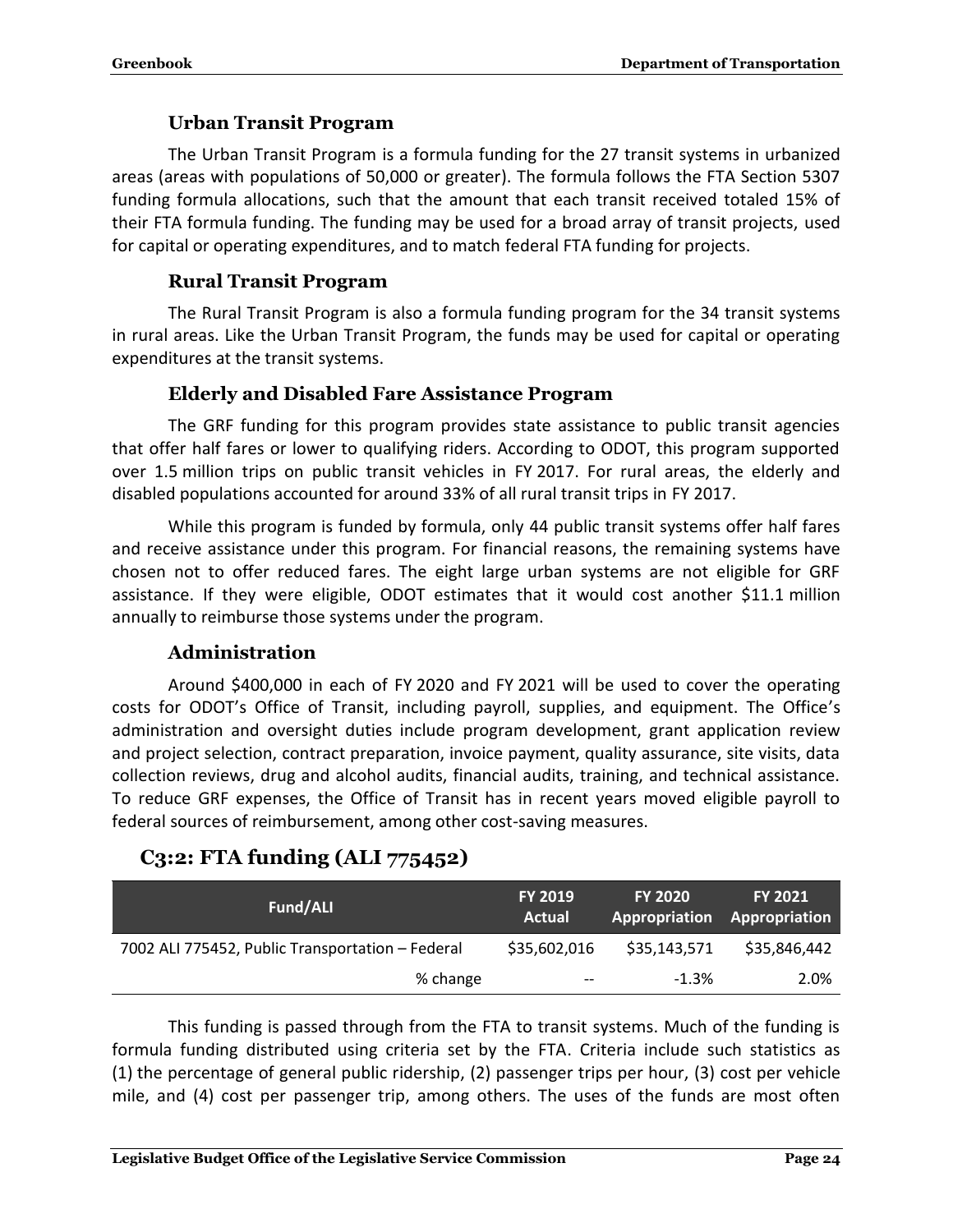### Urban Transit Program

The Urban Transit Program is a formula funding for the 27 transit systems in urbanized areas (areas with populations of 50,000 or greater). The formula follows the FTA Section 5307 funding formula allocations, such that the amount that each transit received totaled 15% of their FTA formula funding. The funding may be used for a broad array of transit projects, used for capital or operating expenditures, and to match federal FTA funding for projects.

### Rural Transit Program

The Rural Transit Program is also a formula funding program for the 34 transit systems in rural areas. Like the Urban Transit Program, the funds may be used for capital or operating expenditures at the transit systems.

### Elderly and Disabled Fare Assistance Program

The GRF funding for this program provides state assistance to public transit agencies that offer half fares or lower to qualifying riders. According to ODOT, this program supported over 1.5 million trips on public transit vehicles in FY 2017. For rural areas, the elderly and disabled populations accounted for around 33% of all rural transit trips in FY 2017.

While this program is funded by formula, only 44 public transit systems offer half fares and receive assistance under this program. For financial reasons, the remaining systems have chosen not to offer reduced fares. The eight large urban systems are not eligible for GRF assistance. If they were eligible, ODOT estimates that it would cost another $11.1 million annually to reimburse those systems under the program.

### Administration

Around $400,000 in each of FY 2020 and FY 2021 will be used to cover the operating costs for ODOT's Office of Transit, including payroll, supplies, and equipment. The Office's administration and oversight duties include program development, grant application review and project selection, contract preparation, invoice payment, quality assurance, site visits, data collection reviews, drug and alcohol audits, financial audits, training, and technical assistance. To reduce GRF expenses, the Office of Transit has in recent years moved eligible payroll to federal sources of reimbursement, among other cost-saving measures.

## C3:2: FTA funding (ALI 775452)

| Fund/ALI | FY 2019 Actual | FY 2020 Appropriation | FY 2021 Appropriation |
|---|---|---|---|
| 7002 ALI 775452, Public Transportation – Federal | $35,602,016 | $35,143,571 | $35,846,442 |
| % change | -- | -1.3% | 2.0% |

This funding is passed through from the FTA to transit systems. Much of the funding is formula funding distributed using criteria set by the FTA. Criteria include such statistics as (1) the percentage of general public ridership, (2) passenger trips per hour, (3) cost per vehicle mile, and (4) cost per passenger trip, among others. The uses of the funds are most often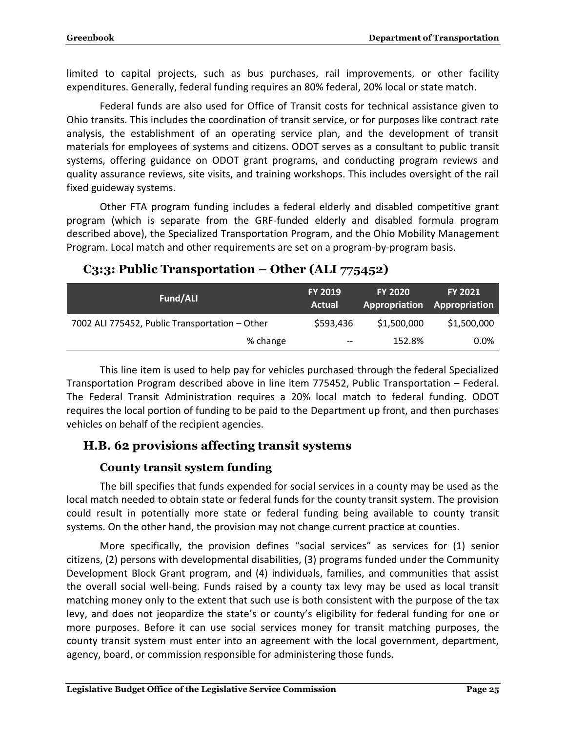limited to capital projects, such as bus purchases, rail improvements, or other facility expenditures. Generally, federal funding requires an 80% federal, 20% local or state match.

Federal funds are also used for Office of Transit costs for technical assistance given to Ohio transits. This includes the coordination of transit service, or for purposes like contract rate analysis, the establishment of an operating service plan, and the development of transit materials for employees of systems and citizens. ODOT serves as a consultant to public transit systems, offering guidance on ODOT grant programs, and conducting program reviews and quality assurance reviews, site visits, and training workshops. This includes oversight of the rail fixed guideway systems.

Other FTA program funding includes a federal elderly and disabled competitive grant program (which is separate from the GRF-funded elderly and disabled formula program described above), the Specialized Transportation Program, and the Ohio Mobility Management Program. Local match and other requirements are set on a program-by-program basis.

## C3:3: Public Transportation – Other (ALI 775452)

| Fund/ALI | FY 2019 Actual | FY 2020 Appropriation | FY 2021 Appropriation |
|---|---|---|---|
| 7002 ALI 775452, Public Transportation – Other | $593,436 | $1,500,000 | $1,500,000 |
| % change | -- | 152.8% | 0.0% |

This line item is used to help pay for vehicles purchased through the federal Specialized Transportation Program described above in line item 775452, Public Transportation – Federal. The Federal Transit Administration requires a 20% local match to federal funding. ODOT requires the local portion of funding to be paid to the Department up front, and then purchases vehicles on behalf of the recipient agencies.

## H.B. 62 provisions affecting transit systems

### County transit system funding

The bill specifies that funds expended for social services in a county may be used as the local match needed to obtain state or federal funds for the county transit system. The provision could result in potentially more state or federal funding being available to county transit systems. On the other hand, the provision may not change current practice at counties.

More specifically, the provision defines "social services" as services for (1) senior citizens, (2) persons with developmental disabilities, (3) programs funded under the Community Development Block Grant program, and (4) individuals, families, and communities that assist the overall social well-being. Funds raised by a county tax levy may be used as local transit matching money only to the extent that such use is both consistent with the purpose of the tax levy, and does not jeopardize the state's or county's eligibility for federal funding for one or more purposes. Before it can use social services money for transit matching purposes, the county transit system must enter into an agreement with the local government, department, agency, board, or commission responsible for administering those funds.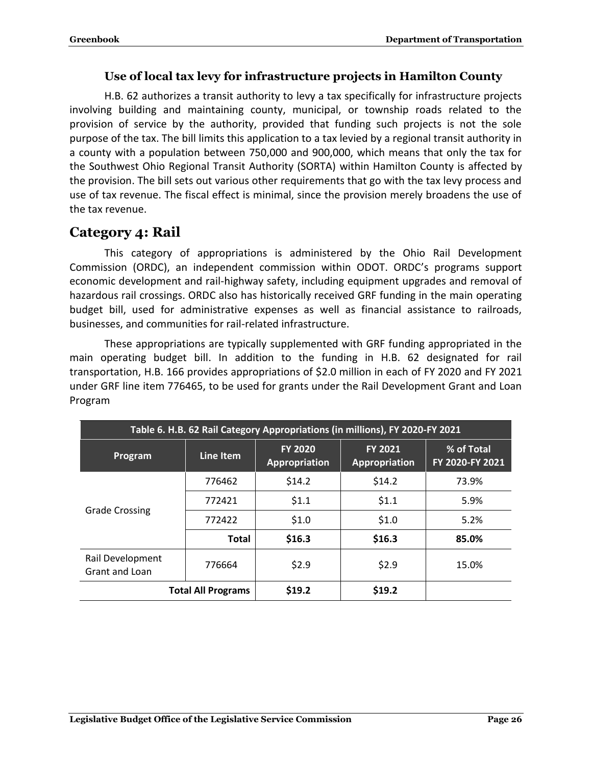### Use of local tax levy for infrastructure projects in Hamilton County

H.B. 62 authorizes a transit authority to levy a tax specifically for infrastructure projects involving building and maintaining county, municipal, or township roads related to the provision of service by the authority, provided that funding such projects is not the sole purpose of the tax. The bill limits this application to a tax levied by a regional transit authority in a county with a population between 750,000 and 900,000, which means that only the tax for the Southwest Ohio Regional Transit Authority (SORTA) within Hamilton County is affected by the provision. The bill sets out various other requirements that go with the tax levy process and use of tax revenue. The fiscal effect is minimal, since the provision merely broadens the use of the tax revenue.

## Category 4: Rail

This category of appropriations is administered by the Ohio Rail Development Commission (ORDC), an independent commission within ODOT. ORDC's programs support economic development and rail-highway safety, including equipment upgrades and removal of hazardous rail crossings. ORDC also has historically received GRF funding in the main operating budget bill, used for administrative expenses as well as financial assistance to railroads, businesses, and communities for rail-related infrastructure.

These appropriations are typically supplemented with GRF funding appropriated in the main operating budget bill. In addition to the funding in H.B. 62 designated for rail transportation, H.B. 166 provides appropriations of $2.0 million in each of FY 2020 and FY 2021 under GRF line item 776465, to be used for grants under the Rail Development Grant and Loan Program

**Table 6. H.B. 62 Rail Category Appropriations (in millions), FY 2020-FY 2021**

| Program | Line Item | FY 2020 Appropriation | FY 2021 Appropriation | % of Total FY 2020-FY 2021 |
|---|---|---|---|---|
| Grade Crossing | 776462 | $14.2 | $14.2 | 73.9% |
| | 772421 | $1.1 | $1.1 | 5.9% |
| | 772422 | $1.0 | $1.0 | 5.2% |
| | **Total** | **$16.3** | **$16.3** | **85.0%** |
| Rail Development Grant and Loan | 776664 | $2.9 | $2.9 | 15.0% |
| **Total All Programs** | | **$19.2** | **$19.2** | |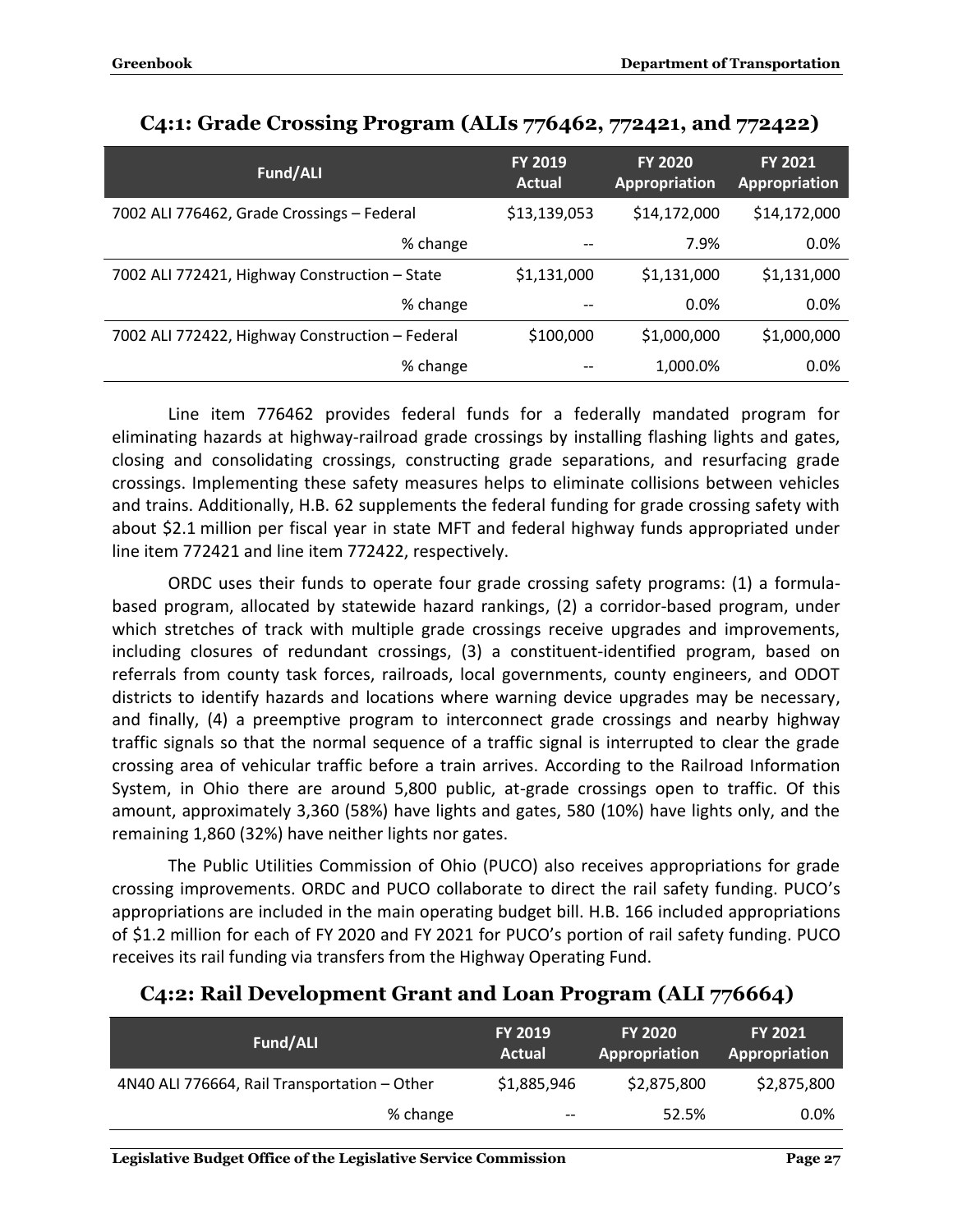## C4:1: Grade Crossing Program (ALIs 776462, 772421, and 772422)

| Fund/ALI | FY 2019 Actual | FY 2020 Appropriation | FY 2021 Appropriation |
|---|---|---|---|
| 7002 ALI 776462, Grade Crossings – Federal | $13,139,053 | $14,172,000 | $14,172,000 |
| % change | -- | 7.9% | 0.0% |
| 7002 ALI 772421, Highway Construction – State | $1,131,000 | $1,131,000 | $1,131,000 |
| % change | -- | 0.0% | 0.0% |
| 7002 ALI 772422, Highway Construction – Federal | $100,000 | $1,000,000 | $1,000,000 |
| % change | -- | 1,000.0% | 0.0% |

Line item 776462 provides federal funds for a federally mandated program for eliminating hazards at highway-railroad grade crossings by installing flashing lights and gates, closing and consolidating crossings, constructing grade separations, and resurfacing grade crossings. Implementing these safety measures helps to eliminate collisions between vehicles and trains. Additionally, H.B. 62 supplements the federal funding for grade crossing safety with about $2.1 million per fiscal year in state MFT and federal highway funds appropriated under line item 772421 and line item 772422, respectively.

ORDC uses their funds to operate four grade crossing safety programs: (1) a formula-based program, allocated by statewide hazard rankings, (2) a corridor-based program, under which stretches of track with multiple grade crossings receive upgrades and improvements, including closures of redundant crossings, (3) a constituent-identified program, based on referrals from county task forces, railroads, local governments, county engineers, and ODOT districts to identify hazards and locations where warning device upgrades may be necessary, and finally, (4) a preemptive program to interconnect grade crossings and nearby highway traffic signals so that the normal sequence of a traffic signal is interrupted to clear the grade crossing area of vehicular traffic before a train arrives. According to the Railroad Information System, in Ohio there are around 5,800 public, at-grade crossings open to traffic. Of this amount, approximately 3,360 (58%) have lights and gates, 580 (10%) have lights only, and the remaining 1,860 (32%) have neither lights nor gates.

The Public Utilities Commission of Ohio (PUCO) also receives appropriations for grade crossing improvements. ORDC and PUCO collaborate to direct the rail safety funding. PUCO's appropriations are included in the main operating budget bill. H.B. 166 included appropriations of $1.2 million for each of FY 2020 and FY 2021 for PUCO's portion of rail safety funding. PUCO receives its rail funding via transfers from the Highway Operating Fund.

## C4:2: Rail Development Grant and Loan Program (ALI 776664)

| Fund/ALI | FY 2019 Actual | FY 2020 Appropriation | FY 2021 Appropriation |
|---|---|---|---|
| 4N40 ALI 776664, Rail Transportation – Other | $1,885,946 | $2,875,800 | $2,875,800 |
| % change | -- | 52.5% | 0.0% |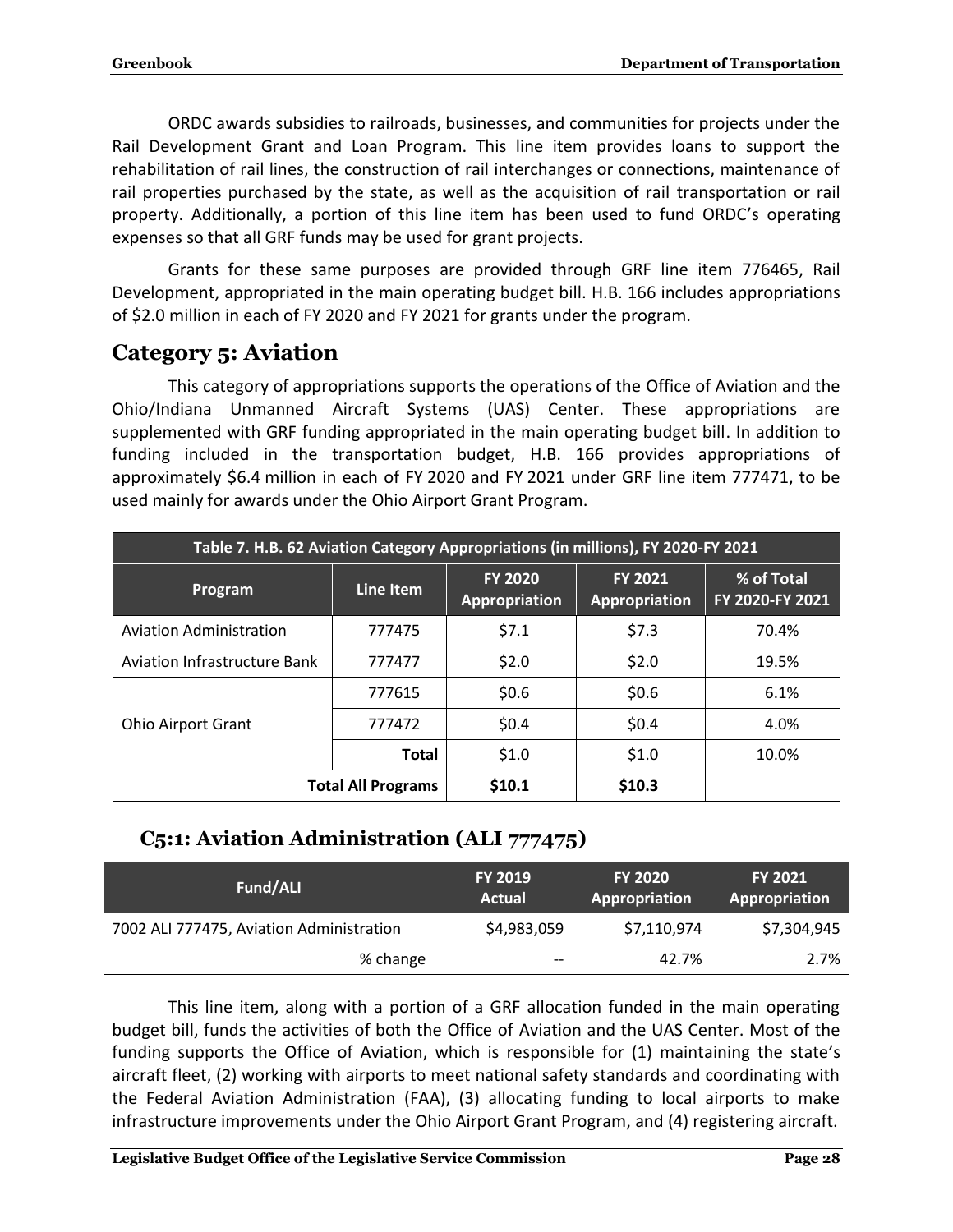ORDC awards subsidies to railroads, businesses, and communities for projects under the Rail Development Grant and Loan Program. This line item provides loans to support the rehabilitation of rail lines, the construction of rail interchanges or connections, maintenance of rail properties purchased by the state, as well as the acquisition of rail transportation or rail property. Additionally, a portion of this line item has been used to fund ORDC's operating expenses so that all GRF funds may be used for grant projects.

Grants for these same purposes are provided through GRF line item 776465, Rail Development, appropriated in the main operating budget bill. H.B. 166 includes appropriations of $2.0 million in each of FY 2020 and FY 2021 for grants under the program.

## Category 5: Aviation

This category of appropriations supports the operations of the Office of Aviation and the Ohio/Indiana Unmanned Aircraft Systems (UAS) Center. These appropriations are supplemented with GRF funding appropriated in the main operating budget bill. In addition to funding included in the transportation budget, H.B. 166 provides appropriations of approximately $6.4 million in each of FY 2020 and FY 2021 under GRF line item 777471, to be used mainly for awards under the Ohio Airport Grant Program.

| Table 7. H.B. 62 Aviation Category Appropriations (in millions), FY 2020-FY 2021 | | | | |
|---|---|---|---|---|
| Program | Line Item | FY 2020 Appropriation | FY 2021 Appropriation | % of Total FY 2020-FY 2021 |
| Aviation Administration | 777475 | $7.1 | $7.3 | 70.4% |
| Aviation Infrastructure Bank | 777477 | $2.0 | $2.0 | 19.5% |
| Ohio Airport Grant | 777615 | $0.6 | $0.6 | 6.1% |
| | 777472 | $0.4 | $0.4 | 4.0% |
| | Total | $1.0 | $1.0 | 10.0% |
| | **Total All Programs** | **$10.1** | **$10.3** | |

### C5:1: Aviation Administration (ALI 777475)

| Fund/ALI | FY 2019 Actual | FY 2020 Appropriation | FY 2021 Appropriation |
|---|---|---|---|
| 7002 ALI 777475, Aviation Administration | $4,983,059 | $7,110,974 | $7,304,945 |
| % change | -- | 42.7% | 2.7% |

This line item, along with a portion of a GRF allocation funded in the main operating budget bill, funds the activities of both the Office of Aviation and the UAS Center. Most of the funding supports the Office of Aviation, which is responsible for (1) maintaining the state's aircraft fleet, (2) working with airports to meet national safety standards and coordinating with the Federal Aviation Administration (FAA), (3) allocating funding to local airports to make infrastructure improvements under the Ohio Airport Grant Program, and (4) registering aircraft.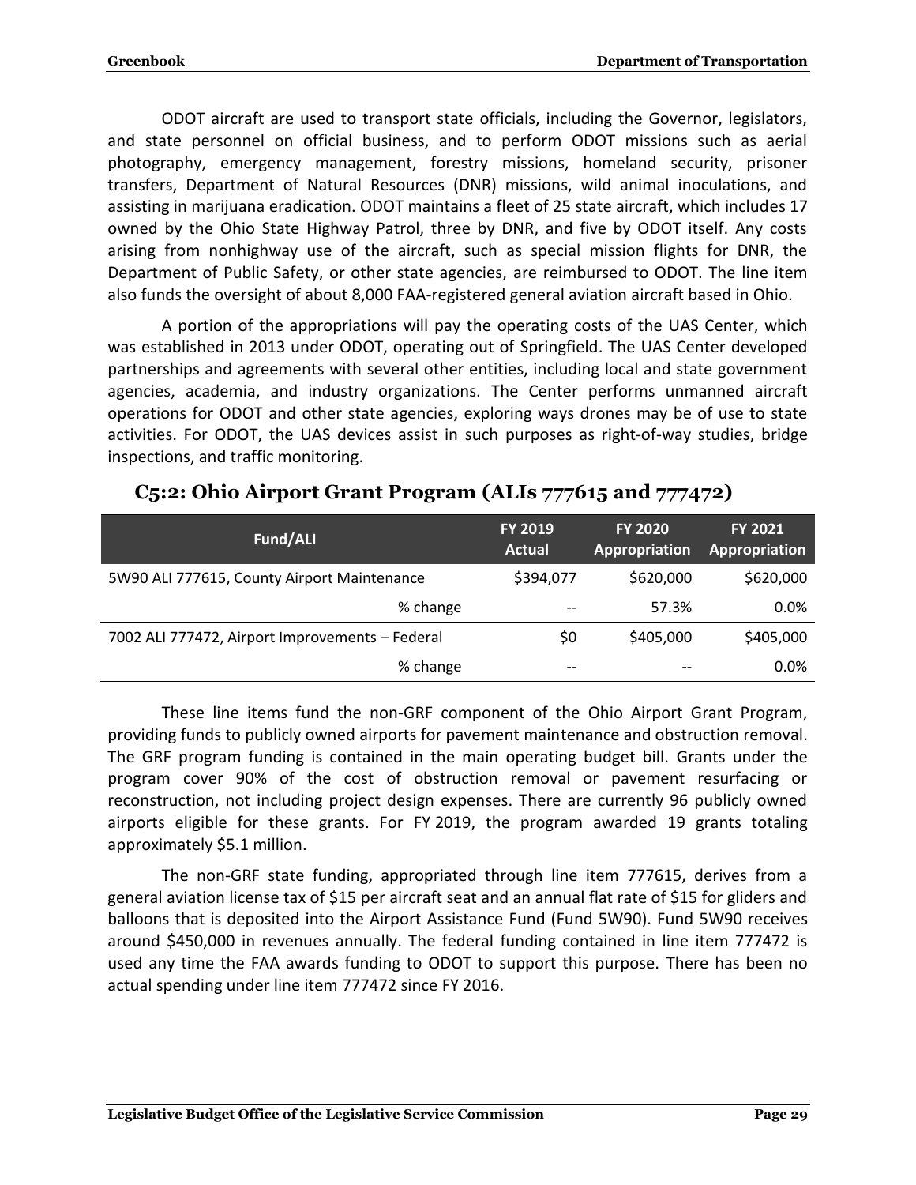ODOT aircraft are used to transport state officials, including the Governor, legislators, and state personnel on official business, and to perform ODOT missions such as aerial photography, emergency management, forestry missions, homeland security, prisoner transfers, Department of Natural Resources (DNR) missions, wild animal inoculations, and assisting in marijuana eradication. ODOT maintains a fleet of 25 state aircraft, which includes 17 owned by the Ohio State Highway Patrol, three by DNR, and five by ODOT itself. Any costs arising from nonhighway use of the aircraft, such as special mission flights for DNR, the Department of Public Safety, or other state agencies, are reimbursed to ODOT. The line item also funds the oversight of about 8,000 FAA-registered general aviation aircraft based in Ohio.

A portion of the appropriations will pay the operating costs of the UAS Center, which was established in 2013 under ODOT, operating out of Springfield. The UAS Center developed partnerships and agreements with several other entities, including local and state government agencies, academia, and industry organizations. The Center performs unmanned aircraft operations for ODOT and other state agencies, exploring ways drones may be of use to state activities. For ODOT, the UAS devices assist in such purposes as right-of-way studies, bridge inspections, and traffic monitoring.

## C5:2: Ohio Airport Grant Program (ALIs 777615 and 777472)

| Fund/ALI | FY 2019 Actual | FY 2020 Appropriation | FY 2021 Appropriation |
|---|---|---|---|
| 5W90 ALI 777615, County Airport Maintenance | $394,077 | $620,000 | $620,000 |
| % change | -- | 57.3% | 0.0% |
| 7002 ALI 777472, Airport Improvements – Federal | $0 | $405,000 | $405,000 |
| % change | -- | -- | 0.0% |

These line items fund the non-GRF component of the Ohio Airport Grant Program, providing funds to publicly owned airports for pavement maintenance and obstruction removal. The GRF program funding is contained in the main operating budget bill. Grants under the program cover 90% of the cost of obstruction removal or pavement resurfacing or reconstruction, not including project design expenses. There are currently 96 publicly owned airports eligible for these grants. For FY 2019, the program awarded 19 grants totaling approximately $5.1 million.

The non-GRF state funding, appropriated through line item 777615, derives from a general aviation license tax of $15 per aircraft seat and an annual flat rate of $15 for gliders and balloons that is deposited into the Airport Assistance Fund (Fund 5W90). Fund 5W90 receives around $450,000 in revenues annually. The federal funding contained in line item 777472 is used any time the FAA awards funding to ODOT to support this purpose. There has been no actual spending under line item 777472 since FY 2016.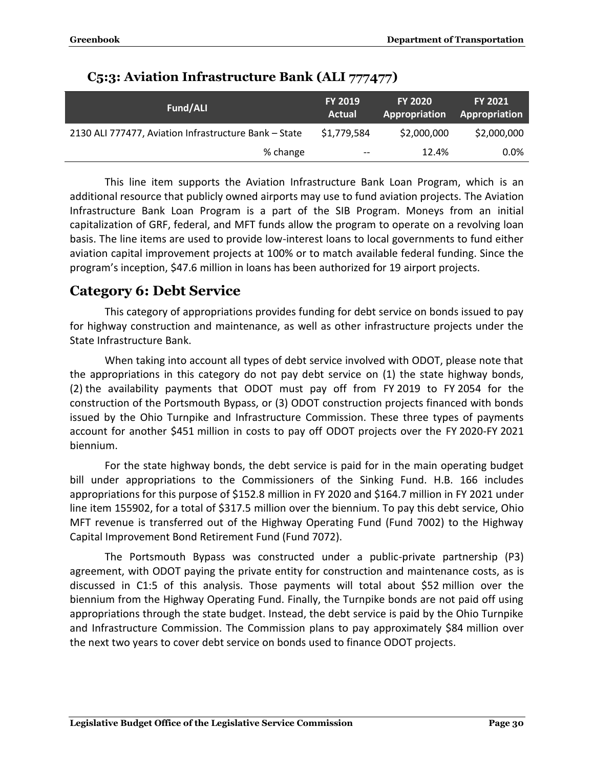### C5:3: Aviation Infrastructure Bank (ALI 777477)

| Fund/ALI | FY 2019 Actual | FY 2020 Appropriation | FY 2021 Appropriation |
|---|---|---|---|
| 2130 ALI 777477, Aviation Infrastructure Bank – State | $1,779,584 | $2,000,000 | $2,000,000 |
| % change | -- | 12.4% | 0.0% |

This line item supports the Aviation Infrastructure Bank Loan Program, which is an additional resource that publicly owned airports may use to fund aviation projects. The Aviation Infrastructure Bank Loan Program is a part of the SIB Program. Moneys from an initial capitalization of GRF, federal, and MFT funds allow the program to operate on a revolving loan basis. The line items are used to provide low-interest loans to local governments to fund either aviation capital improvement projects at 100% or to match available federal funding. Since the program's inception, $47.6 million in loans has been authorized for 19 airport projects.

## Category 6: Debt Service

This category of appropriations provides funding for debt service on bonds issued to pay for highway construction and maintenance, as well as other infrastructure projects under the State Infrastructure Bank.

When taking into account all types of debt service involved with ODOT, please note that the appropriations in this category do not pay debt service on (1) the state highway bonds, (2) the availability payments that ODOT must pay off from FY 2019 to FY 2054 for the construction of the Portsmouth Bypass, or (3) ODOT construction projects financed with bonds issued by the Ohio Turnpike and Infrastructure Commission. These three types of payments account for another $451 million in costs to pay off ODOT projects over the FY 2020-FY 2021 biennium.

For the state highway bonds, the debt service is paid for in the main operating budget bill under appropriations to the Commissioners of the Sinking Fund. H.B. 166 includes appropriations for this purpose of $152.8 million in FY 2020 and $164.7 million in FY 2021 under line item 155902, for a total of $317.5 million over the biennium. To pay this debt service, Ohio MFT revenue is transferred out of the Highway Operating Fund (Fund 7002) to the Highway Capital Improvement Bond Retirement Fund (Fund 7072).

The Portsmouth Bypass was constructed under a public-private partnership (P3) agreement, with ODOT paying the private entity for construction and maintenance costs, as is discussed in C1:5 of this analysis. Those payments will total about $52 million over the biennium from the Highway Operating Fund. Finally, the Turnpike bonds are not paid off using appropriations through the state budget. Instead, the debt service is paid by the Ohio Turnpike and Infrastructure Commission. The Commission plans to pay approximately $84 million over the next two years to cover debt service on bonds used to finance ODOT projects.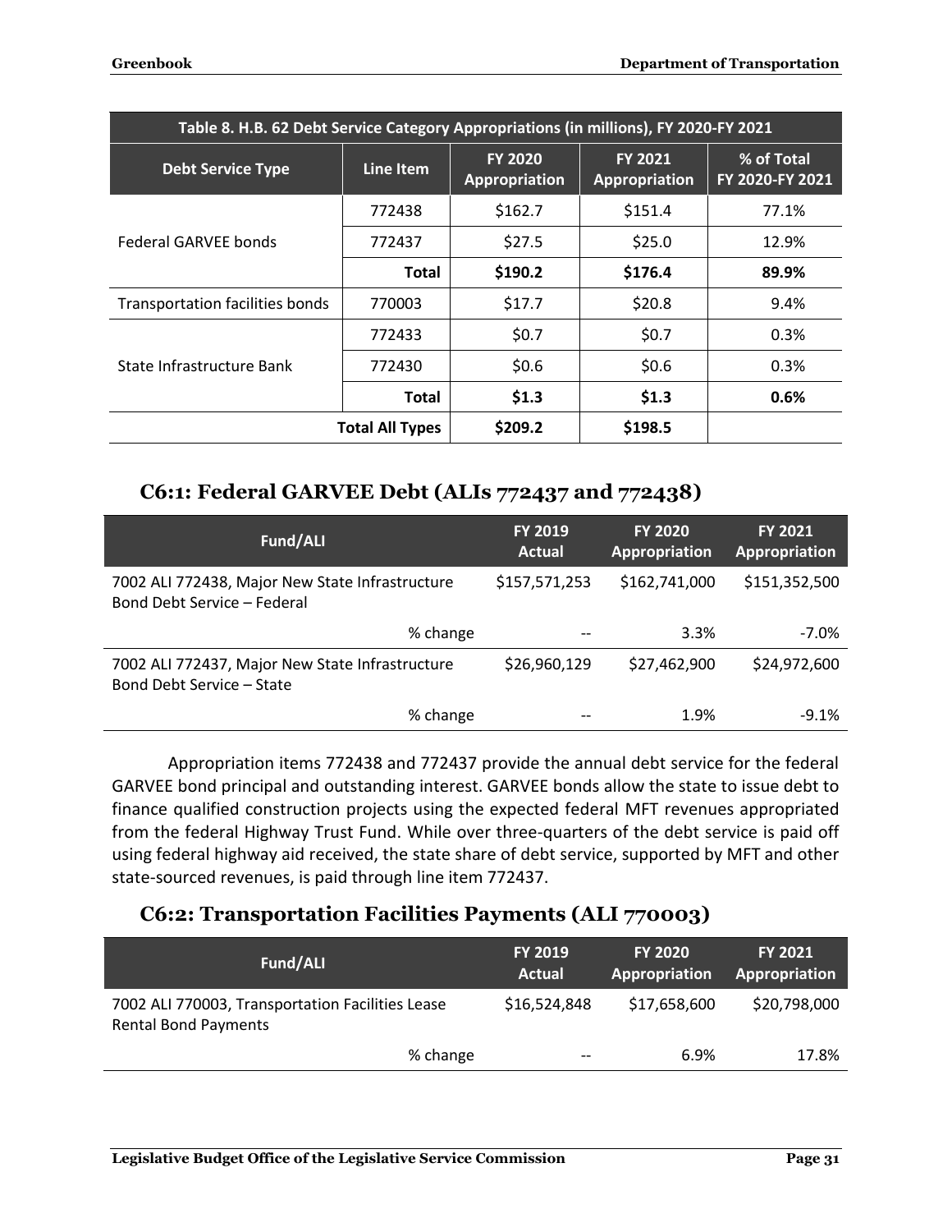| Table 8. H.B. 62 Debt Service Category Appropriations (in millions), FY 2020-FY 2021 | | | | |
|---|---|---|---|---|
| **Debt Service Type** | **Line Item** | **FY 2020 Appropriation** | **FY 2021 Appropriation** | **% of Total FY 2020-FY 2021** |
| Federal GARVEE bonds | 772438 | $162.7 | $151.4 | 77.1% |
| | 772437 | $27.5 | $25.0 | 12.9% |
| | **Total** | **$190.2** | **$176.4** | **89.9%** |
| Transportation facilities bonds | 770003 | $17.7 | $20.8 | 9.4% |
| State Infrastructure Bank | 772433 | $0.7 | $0.7 | 0.3% |
| | 772430 | $0.6 | $0.6 | 0.3% |
| | **Total** | **$1.3** | **$1.3** | **0.6%** |
| | **Total All Types** | **$209.2** | **$198.5** | |

## C6:1: Federal GARVEE Debt (ALIs 772437 and 772438)

| Fund/ALI | FY 2019 Actual | FY 2020 Appropriation | FY 2021 Appropriation |
|---|---|---|---|
| 7002 ALI 772438, Major New State Infrastructure Bond Debt Service – Federal | $157,571,253 | $162,741,000 | $151,352,500 |
| % change | -- | 3.3% | -7.0% |
| 7002 ALI 772437, Major New State Infrastructure Bond Debt Service – State | $26,960,129 | $27,462,900 | $24,972,600 |
| % change | -- | 1.9% | -9.1% |

Appropriation items 772438 and 772437 provide the annual debt service for the federal GARVEE bond principal and outstanding interest. GARVEE bonds allow the state to issue debt to finance qualified construction projects using the expected federal MFT revenues appropriated from the federal Highway Trust Fund. While over three-quarters of the debt service is paid off using federal highway aid received, the state share of debt service, supported by MFT and other state-sourced revenues, is paid through line item 772437.

## C6:2: Transportation Facilities Payments (ALI 770003)

| Fund/ALI | FY 2019 Actual | FY 2020 Appropriation | FY 2021 Appropriation |
|---|---|---|---|
| 7002 ALI 770003, Transportation Facilities Lease Rental Bond Payments | $16,524,848 | $17,658,600 | $20,798,000 |
| % change | -- | 6.9% | 17.8% |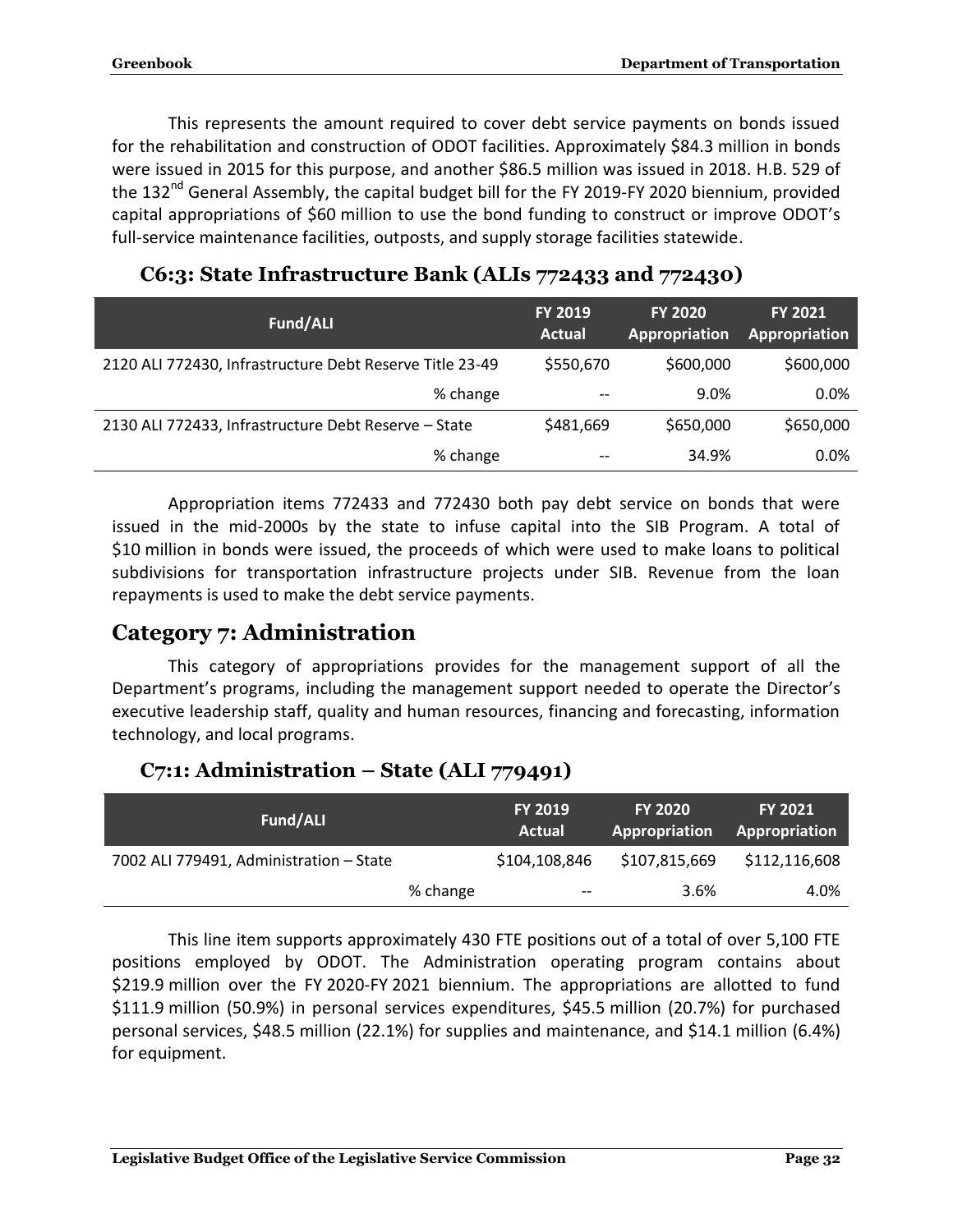This represents the amount required to cover debt service payments on bonds issued for the rehabilitation and construction of ODOT facilities. Approximately $84.3 million in bonds were issued in 2015 for this purpose, and another $86.5 million was issued in 2018. H.B. 529 of the 132nd General Assembly, the capital budget bill for the FY 2019-FY 2020 biennium, provided capital appropriations of $60 million to use the bond funding to construct or improve ODOT's full-service maintenance facilities, outposts, and supply storage facilities statewide.

### C6:3: State Infrastructure Bank (ALIs 772433 and 772430)

| Fund/ALI | FY 2019 Actual | FY 2020 Appropriation | FY 2021 Appropriation |
|---|---|---|---|
| 2120 ALI 772430, Infrastructure Debt Reserve Title 23-49 | $550,670 | $600,000 | $600,000 |
| % change | -- | 9.0% | 0.0% |
| 2130 ALI 772433, Infrastructure Debt Reserve – State | $481,669 | $650,000 | $650,000 |
| % change | -- | 34.9% | 0.0% |

Appropriation items 772433 and 772430 both pay debt service on bonds that were issued in the mid-2000s by the state to infuse capital into the SIB Program. A total of $10 million in bonds were issued, the proceeds of which were used to make loans to political subdivisions for transportation infrastructure projects under SIB. Revenue from the loan repayments is used to make the debt service payments.

## Category 7: Administration

This category of appropriations provides for the management support of all the Department's programs, including the management support needed to operate the Director's executive leadership staff, quality and human resources, financing and forecasting, information technology, and local programs.

### C7:1: Administration – State (ALI 779491)

| Fund/ALI | FY 2019 Actual | FY 2020 Appropriation | FY 2021 Appropriation |
|---|---|---|---|
| 7002 ALI 779491, Administration – State | $104,108,846 | $107,815,669 | $112,116,608 |
| % change | -- | 3.6% | 4.0% |

This line item supports approximately 430 FTE positions out of a total of over 5,100 FTE positions employed by ODOT. The Administration operating program contains about $219.9 million over the FY 2020-FY 2021 biennium. The appropriations are allotted to fund $111.9 million (50.9%) in personal services expenditures, $45.5 million (20.7%) for purchased personal services, $48.5 million (22.1%) for supplies and maintenance, and $14.1 million (6.4%) for equipment.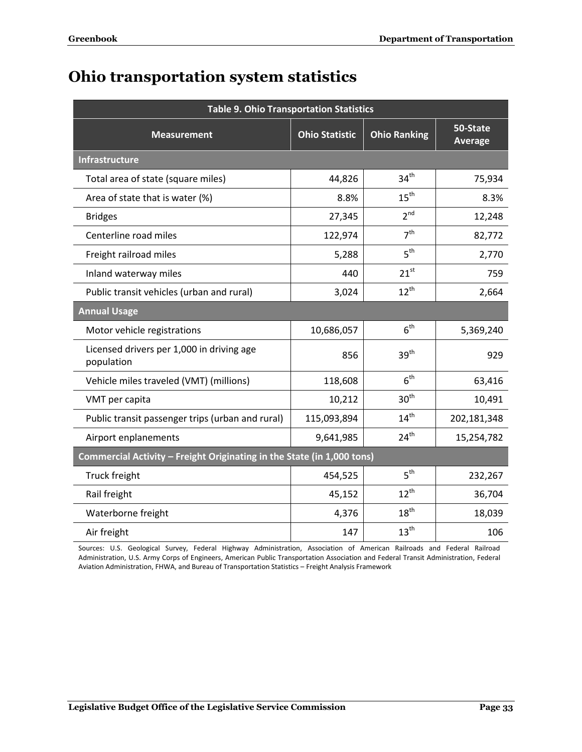# Ohio transportation system statistics

| Table 9. Ohio Transportation Statistics | | | |
|---|---|---|---|
| Measurement | Ohio Statistic | Ohio Ranking | 50-State Average |
| **Infrastructure** | | | |
| Total area of state (square miles) | 44,826 | 34th | 75,934 |
| Area of state that is water (%) | 8.8% | 15th | 8.3% |
| Bridges | 27,345 | 2nd | 12,248 |
| Centerline road miles | 122,974 | 7th | 82,772 |
| Freight railroad miles | 5,288 | 5th | 2,770 |
| Inland waterway miles | 440 | 21st | 759 |
| Public transit vehicles (urban and rural) | 3,024 | 12th | 2,664 |
| **Annual Usage** | | | |
| Motor vehicle registrations | 10,686,057 | 6th | 5,369,240 |
| Licensed drivers per 1,000 in driving age population | 856 | 39th | 929 |
| Vehicle miles traveled (VMT) (millions) | 118,608 | 6th | 63,416 |
| VMT per capita | 10,212 | 30th | 10,491 |
| Public transit passenger trips (urban and rural) | 115,093,894 | 14th | 202,181,348 |
| Airport enplanements | 9,641,985 | 24th | 15,254,782 |
| **Commercial Activity – Freight Originating in the State (in 1,000 tons)** | | | |
| Truck freight | 454,525 | 5th | 232,267 |
| Rail freight | 45,152 | 12th | 36,704 |
| Waterborne freight | 4,376 | 18th | 18,039 |
| Air freight | 147 | 13th | 106 |

Sources: U.S. Geological Survey, Federal Highway Administration, Association of American Railroads and Federal Railroad Administration, U.S. Army Corps of Engineers, American Public Transportation Association and Federal Transit Administration, Federal Aviation Administration, FHWA, and Bureau of Transportation Statistics – Freight Analysis Framework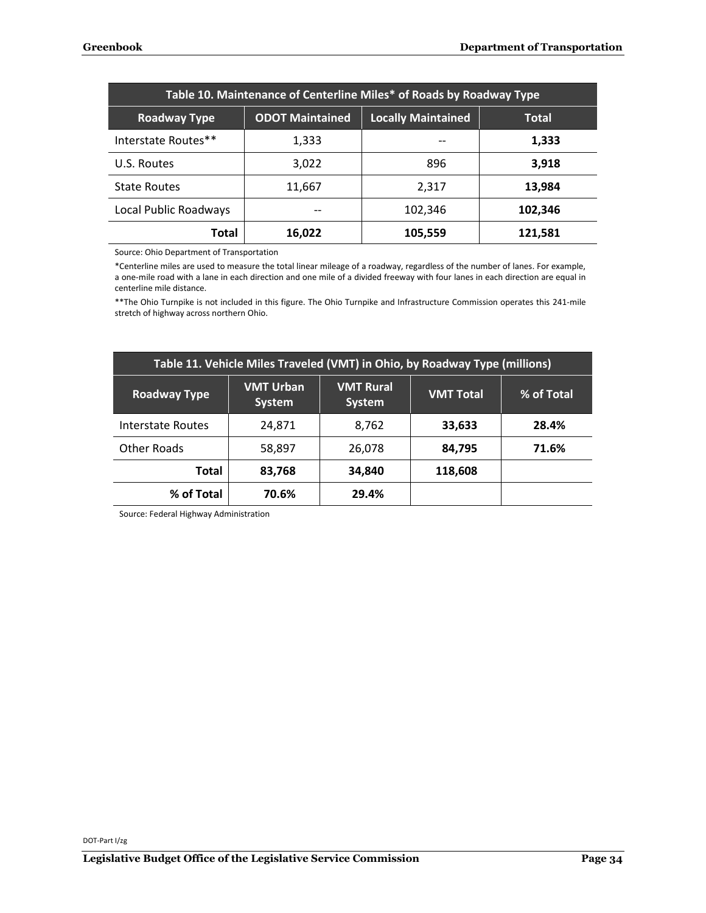| Table 10. Maintenance of Centerline Miles* of Roads by Roadway Type | | | |
|---|---|---|---|
| **Roadway Type** | **ODOT Maintained** | **Locally Maintained** | **Total** |
| Interstate Routes** | 1,333 | -- | **1,333** |
| U.S. Routes | 3,022 | 896 | **3,918** |
| State Routes | 11,667 | 2,317 | **13,984** |
| Local Public Roadways | -- | 102,346 | **102,346** |
| **Total** | **16,022** | **105,559** | **121,581** |

Source: Ohio Department of Transportation

*Centerline miles are used to measure the total linear mileage of a roadway, regardless of the number of lanes. For example, a one-mile road with a lane in each direction and one mile of a divided freeway with four lanes in each direction are equal in centerline mile distance.

**The Ohio Turnpike is not included in this figure. The Ohio Turnpike and Infrastructure Commission operates this 241-mile stretch of highway across northern Ohio.

| Table 11. Vehicle Miles Traveled (VMT) in Ohio, by Roadway Type (millions) | | | | |
|---|---|---|---|---|
| **Roadway Type** | **VMT Urban System** | **VMT Rural System** | **VMT Total** | **% of Total** |
| Interstate Routes | 24,871 | 8,762 | **33,633** | **28.4%** |
| Other Roads | 58,897 | 26,078 | **84,795** | **71.6%** |
| **Total** | **83,768** | **34,840** | **118,608** | |
| **% of Total** | **70.6%** | **29.4%** | | |

Source: Federal Highway Administration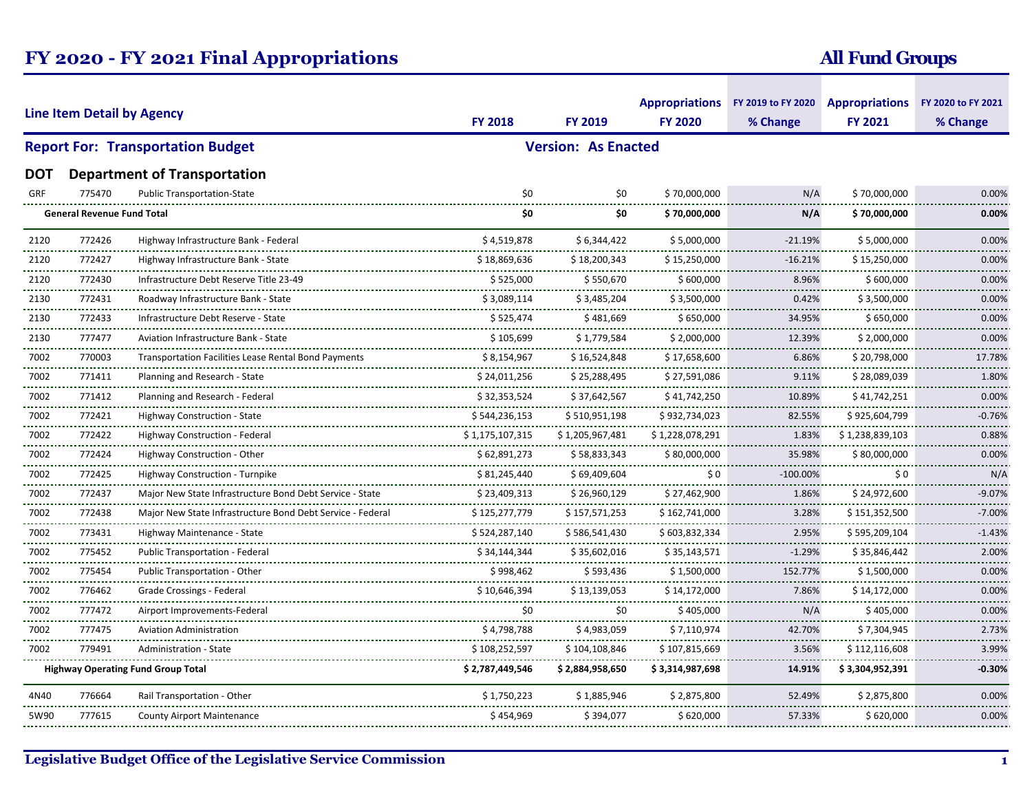# FY 2020 - FY 2021 Final Appropriations

**All Fund Groups**

**Report For: Transportation Budget** | **Version: As Enacted**

## DOT Department of Transportation

| Line Item Detail by Agency | | | FY 2018 | FY 2019 | Appropriations FY 2020 | FY 2019 to FY 2020 % Change | Appropriations FY 2021 | FY 2020 to FY 2021 % Change |
|---|---|---|---|---|---|---|---|---|
| GRF | 775470 | Public Transportation-State | $0 | $0 | $ 70,000,000 | N/A | $ 70,000,000 | 0.00% |
| **General Revenue Fund Total** | | | **$0** | **$0** | **$ 70,000,000** | **N/A** | **$ 70,000,000** | **0.00%** |
| 2120 | 772426 | Highway Infrastructure Bank - Federal | $ 4,519,878 | $ 6,344,422 | $ 5,000,000 | -21.19% | $ 5,000,000 | 0.00% |
| 2120 | 772427 | Highway Infrastructure Bank - State | $ 18,869,636 | $ 18,200,343 | $ 15,250,000 | -16.21% | $ 15,250,000 | 0.00% |
| 2120 | 772430 | Infrastructure Debt Reserve Title 23-49 | $ 525,000 | $ 550,670 | $ 600,000 | 8.96% | $ 600,000 | 0.00% |
| 2130 | 772431 | Roadway Infrastructure Bank - State | $ 3,089,114 | $ 3,485,204 | $ 3,500,000 | 0.42% | $ 3,500,000 | 0.00% |
| 2130 | 772433 | Infrastructure Debt Reserve - State | $ 525,474 | $ 481,669 | $ 650,000 | 34.95% | $ 650,000 | 0.00% |
| 2130 | 777477 | Aviation Infrastructure Bank - State | $ 105,699 | $ 1,779,584 | $ 2,000,000 | 12.39% | $ 2,000,000 | 0.00% |
| 7002 | 770003 | Transportation Facilities Lease Rental Bond Payments | $ 8,154,967 | $ 16,524,848 | $ 17,658,600 | 6.86% | $ 20,798,000 | 17.78% |
| 7002 | 771411 | Planning and Research - State | $ 24,011,256 | $ 25,288,495 | $ 27,591,086 | 9.11% | $ 28,089,039 | 1.80% |
| 7002 | 771412 | Planning and Research - Federal | $ 32,353,524 | $ 37,642,567 | $ 41,742,250 | 10.89% | $ 41,742,251 | 0.00% |
| 7002 | 772421 | Highway Construction - State | $ 544,236,153 | $ 510,951,198 | $ 932,734,023 | 82.55% | $ 925,604,799 | -0.76% |
| 7002 | 772422 | Highway Construction - Federal | $ 1,175,107,315 | $ 1,205,967,481 | $ 1,228,078,291 | 1.83% | $ 1,238,839,103 | 0.88% |
| 7002 | 772424 | Highway Construction - Other | $ 62,891,273 | $ 58,833,343 | $ 80,000,000 | 35.98% | $ 80,000,000 | 0.00% |
| 7002 | 772425 | Highway Construction - Turnpike | $ 81,245,440 | $ 69,409,604 | $ 0 | -100.00% | $ 0 | N/A |
| 7002 | 772437 | Major New State Infrastructure Bond Debt Service - State | $ 23,409,313 | $ 26,960,129 | $ 27,462,900 | 1.86% | $ 24,972,600 | -9.07% |
| 7002 | 772438 | Major New State Infrastructure Bond Debt Service - Federal | $ 125,277,779 | $ 157,571,253 | $ 162,741,000 | 3.28% | $ 151,352,500 | -7.00% |
| 7002 | 773431 | Highway Maintenance - State | $ 524,287,140 | $ 586,541,430 | $ 603,832,334 | 2.95% | $ 595,209,104 | -1.43% |
| 7002 | 775452 | Public Transportation - Federal | $ 34,144,344 | $ 35,602,016 | $ 35,143,571 | -1.29% | $ 35,846,442 | 2.00% |
| 7002 | 775454 | Public Transportation - Other | $ 998,462 | $ 593,436 | $ 1,500,000 | 152.77% | $ 1,500,000 | 0.00% |
| 7002 | 776462 | Grade Crossings - Federal | $ 10,646,394 | $ 13,139,053 | $ 14,172,000 | 7.86% | $ 14,172,000 | 0.00% |
| 7002 | 777472 | Airport Improvements-Federal | $0 | $0 | $ 405,000 | N/A | $ 405,000 | 0.00% |
| 7002 | 777475 | Aviation Administration | $ 4,798,788 | $ 4,983,059 | $ 7,110,974 | 42.70% | $ 7,304,945 | 2.73% |
| 7002 | 779491 | Administration - State | $ 108,252,597 | $ 104,108,846 | $ 107,815,669 | 3.56% | $ 112,116,608 | 3.99% |
| **Highway Operating Fund Group Total** | | | **$ 2,787,449,546** | **$ 2,884,958,650** | **$ 3,314,987,698** | **14.91%** | **$ 3,304,952,391** | **-0.30%** |
| 4N40 | 776664 | Rail Transportation - Other | $ 1,750,223 | $ 1,885,946 | $ 2,875,800 | 52.49% | $ 2,875,800 | 0.00% |
| 5W90 | 777615 | County Airport Maintenance | $ 454,969 | $ 394,077 | $ 620,000 | 57.33% | $ 620,000 | 0.00% |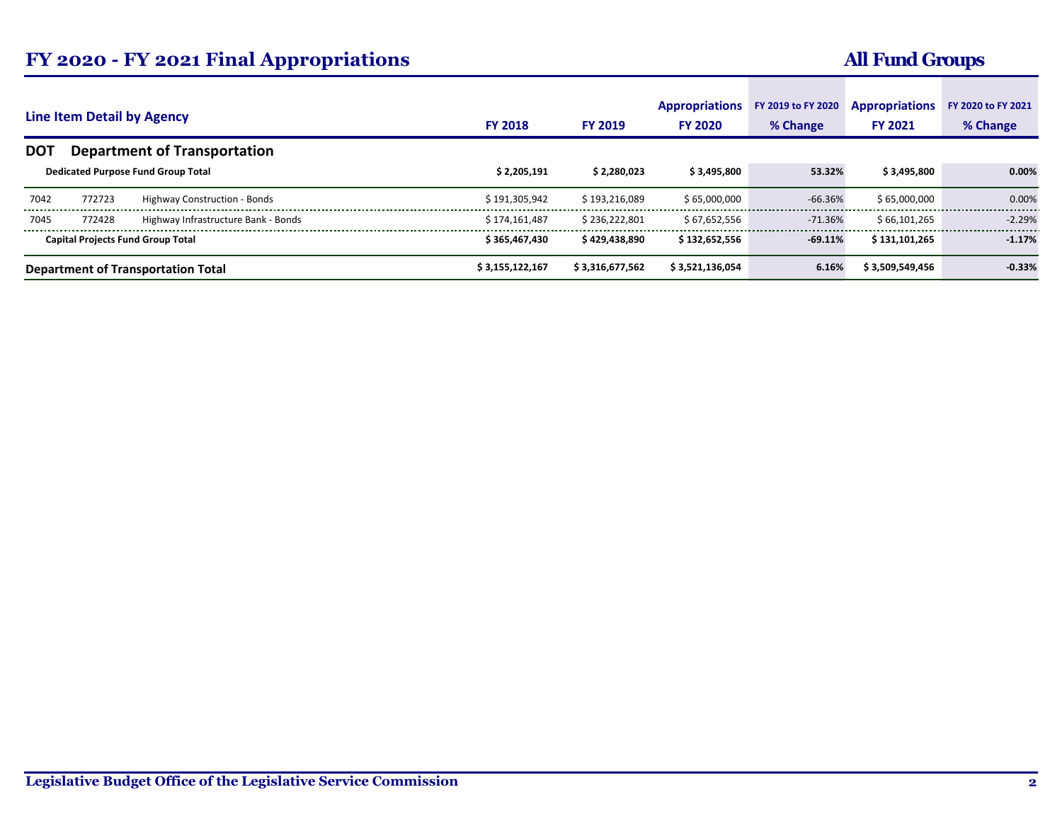# FY 2020 - FY 2021 Final Appropriations

## All Fund Groups

| Line Item Detail by Agency | | | FY 2018 | FY 2019 | Appropriations FY 2020 | FY 2019 to FY 2020 % Change | Appropriations FY 2021 | FY 2020 to FY 2021 % Change |
|---|---|---|---|---|---|---|---|---|
| **DOT** | **Department of Transportation** | | | | | | | |
| **Dedicated Purpose Fund Group Total** | | | **$ 2,205,191** | **$ 2,280,023** | **$ 3,495,800** | **53.32%** | **$ 3,495,800** | **0.00%** |
| 7042 | 772723 | Highway Construction - Bonds | $ 191,305,942 | $ 193,216,089 | $ 65,000,000 | -66.36% | $ 65,000,000 | 0.00% |
| 7045 | 772428 | Highway Infrastructure Bank - Bonds | $ 174,161,487 | $ 236,222,801 | $ 67,652,556 | -71.36% | $ 66,101,265 | -2.29% |
| **Capital Projects Fund Group Total** | | | **$ 365,467,430** | **$ 429,438,890** | **$ 132,652,556** | **-69.11%** | **$ 131,101,265** | **-1.17%** |
| **Department of Transportation Total** | | | **$ 3,155,122,167** | **$ 3,316,677,562** | **$ 3,521,136,054** | **6.16%** | **$ 3,509,549,456** | **-0.33%** |

Legislative Budget Office of the Legislative Service Commission